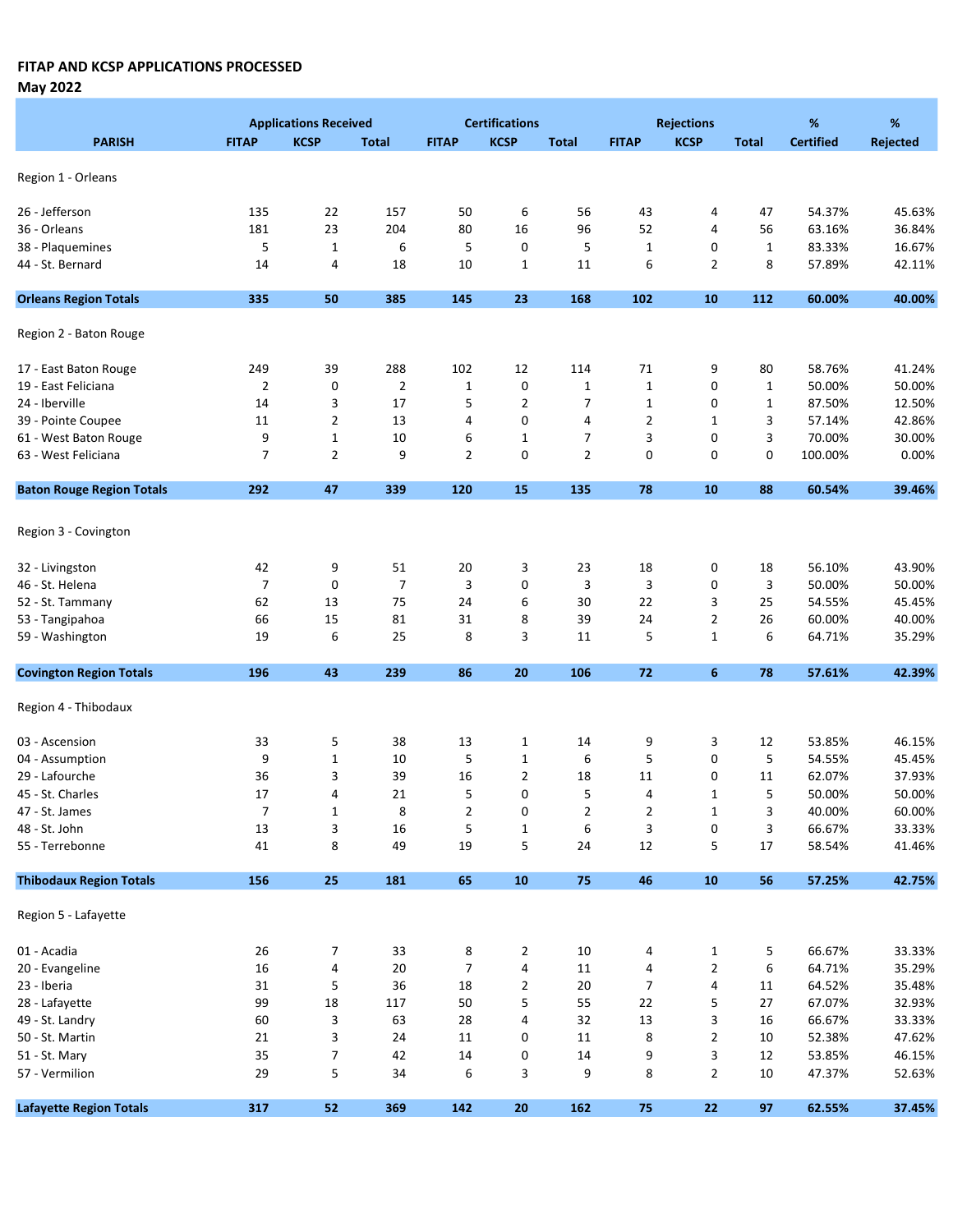**FITAP AND KCSP APPLICATIONS PROCESSED**
**May 2022**

| PARISH | Applications Received | | | Certifications | | | Rejections | | | % | % |
|---|---|---|---|---|---|---|---|---|---|---|---|
| | FITAP | KCSP | Total | FITAP | KCSP | Total | FITAP | KCSP | Total | Certified | Rejected |
| Region 1 - Orleans | | | | | | | | | | | |
| 26 - Jefferson | 135 | 22 | 157 | 50 | 6 | 56 | 43 | 4 | 47 | 54.37% | 45.63% |
| 36 - Orleans | 181 | 23 | 204 | 80 | 16 | 96 | 52 | 4 | 56 | 63.16% | 36.84% |
| 38 - Plaquemines | 5 | 1 | 6 | 5 | 0 | 5 | 1 | 0 | 1 | 83.33% | 16.67% |
| 44 - St. Bernard | 14 | 4 | 18 | 10 | 1 | 11 | 6 | 2 | 8 | 57.89% | 42.11% |
| **Orleans Region Totals** | **335** | **50** | **385** | **145** | **23** | **168** | **102** | **10** | **112** | **60.00%** | **40.00%** |
| Region 2 - Baton Rouge | | | | | | | | | | | |
| 17 - East Baton Rouge | 249 | 39 | 288 | 102 | 12 | 114 | 71 | 9 | 80 | 58.76% | 41.24% |
| 19 - East Feliciana | 2 | 0 | 2 | 1 | 0 | 1 | 1 | 0 | 1 | 50.00% | 50.00% |
| 24 - Iberville | 14 | 3 | 17 | 5 | 2 | 7 | 1 | 0 | 1 | 87.50% | 12.50% |
| 39 - Pointe Coupee | 11 | 2 | 13 | 4 | 0 | 4 | 2 | 1 | 3 | 57.14% | 42.86% |
| 61 - West Baton Rouge | 9 | 1 | 10 | 6 | 1 | 7 | 3 | 0 | 3 | 70.00% | 30.00% |
| 63 - West Feliciana | 7 | 2 | 9 | 2 | 0 | 2 | 0 | 0 | 0 | 100.00% | 0.00% |
| **Baton Rouge Region Totals** | **292** | **47** | **339** | **120** | **15** | **135** | **78** | **10** | **88** | **60.54%** | **39.46%** |
| Region 3 - Covington | | | | | | | | | | | |
| 32 - Livingston | 42 | 9 | 51 | 20 | 3 | 23 | 18 | 0 | 18 | 56.10% | 43.90% |
| 46 - St. Helena | 7 | 0 | 7 | 3 | 0 | 3 | 3 | 0 | 3 | 50.00% | 50.00% |
| 52 - St. Tammany | 62 | 13 | 75 | 24 | 6 | 30 | 22 | 3 | 25 | 54.55% | 45.45% |
| 53 - Tangipahoa | 66 | 15 | 81 | 31 | 8 | 39 | 24 | 2 | 26 | 60.00% | 40.00% |
| 59 - Washington | 19 | 6 | 25 | 8 | 3 | 11 | 5 | 1 | 6 | 64.71% | 35.29% |
| **Covington Region Totals** | **196** | **43** | **239** | **86** | **20** | **106** | **72** | **6** | **78** | **57.61%** | **42.39%** |
| Region 4 - Thibodaux | | | | | | | | | | | |
| 03 - Ascension | 33 | 5 | 38 | 13 | 1 | 14 | 9 | 3 | 12 | 53.85% | 46.15% |
| 04 - Assumption | 9 | 1 | 10 | 5 | 1 | 6 | 5 | 0 | 5 | 54.55% | 45.45% |
| 29 - Lafourche | 36 | 3 | 39 | 16 | 2 | 18 | 11 | 0 | 11 | 62.07% | 37.93% |
| 45 - St. Charles | 17 | 4 | 21 | 5 | 0 | 5 | 4 | 1 | 5 | 50.00% | 50.00% |
| 47 - St. James | 7 | 1 | 8 | 2 | 0 | 2 | 2 | 1 | 3 | 40.00% | 60.00% |
| 48 - St. John | 13 | 3 | 16 | 5 | 1 | 6 | 3 | 0 | 3 | 66.67% | 33.33% |
| 55 - Terrebonne | 41 | 8 | 49 | 19 | 5 | 24 | 12 | 5 | 17 | 58.54% | 41.46% |
| **Thibodaux Region Totals** | **156** | **25** | **181** | **65** | **10** | **75** | **46** | **10** | **56** | **57.25%** | **42.75%** |
| Region 5 - Lafayette | | | | | | | | | | | |
| 01 - Acadia | 26 | 7 | 33 | 8 | 2 | 10 | 4 | 1 | 5 | 66.67% | 33.33% |
| 20 - Evangeline | 16 | 4 | 20 | 7 | 4 | 11 | 4 | 2 | 6 | 64.71% | 35.29% |
| 23 - Iberia | 31 | 5 | 36 | 18 | 2 | 20 | 7 | 4 | 11 | 64.52% | 35.48% |
| 28 - Lafayette | 99 | 18 | 117 | 50 | 5 | 55 | 22 | 5 | 27 | 67.07% | 32.93% |
| 49 - St. Landry | 60 | 3 | 63 | 28 | 4 | 32 | 13 | 3 | 16 | 66.67% | 33.33% |
| 50 - St. Martin | 21 | 3 | 24 | 11 | 0 | 11 | 8 | 2 | 10 | 52.38% | 47.62% |
| 51 - St. Mary | 35 | 7 | 42 | 14 | 0 | 14 | 9 | 3 | 12 | 53.85% | 46.15% |
| 57 - Vermilion | 29 | 5 | 34 | 6 | 3 | 9 | 8 | 2 | 10 | 47.37% | 52.63% |
| **Lafayette Region Totals** | **317** | **52** | **369** | **142** | **20** | **162** | **75** | **22** | **97** | **62.55%** | **37.45%** |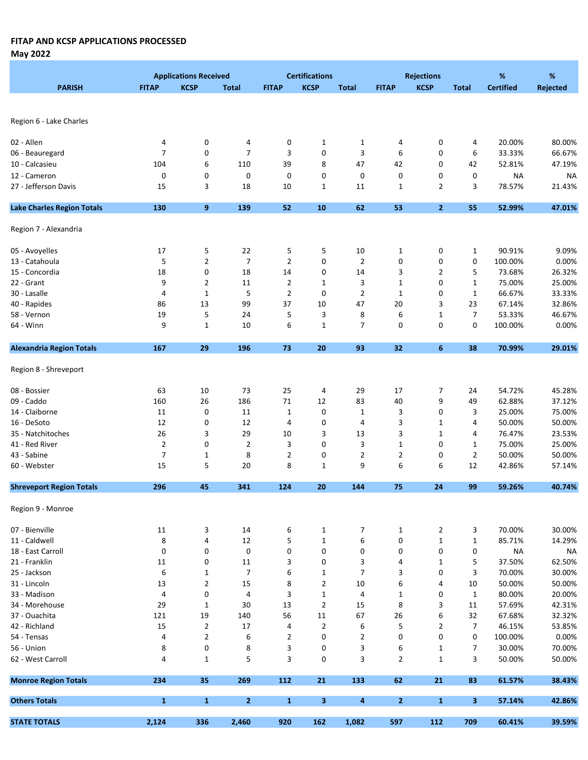**FITAP AND KCSP APPLICATIONS PROCESSED**
**May 2022**

| PARISH | Applications Received | | | Certifications | | | Rejections | | | % | % |
|---|---|---|---|---|---|---|---|---|---|---|---|
| | FITAP | KCSP | Total | FITAP | KCSP | Total | FITAP | KCSP | Total | Certified | Rejected |
| Region 6 - Lake Charles | | | | | | | | | | | |
| 02 - Allen | 4 | 0 | 4 | 0 | 1 | 1 | 4 | 0 | 4 | 20.00% | 80.00% |
| 06 - Beauregard | 7 | 0 | 7 | 3 | 0 | 3 | 6 | 0 | 6 | 33.33% | 66.67% |
| 10 - Calcasieu | 104 | 6 | 110 | 39 | 8 | 47 | 42 | 0 | 42 | 52.81% | 47.19% |
| 12 - Cameron | 0 | 0 | 0 | 0 | 0 | 0 | 0 | 0 | 0 | NA | NA |
| 27 - Jefferson Davis | 15 | 3 | 18 | 10 | 1 | 11 | 1 | 2 | 3 | 78.57% | 21.43% |
| **Lake Charles Region Totals** | **130** | **9** | **139** | **52** | **10** | **62** | **53** | **2** | **55** | **52.99%** | **47.01%** |
| Region 7 - Alexandria | | | | | | | | | | | |
| 05 - Avoyelles | 17 | 5 | 22 | 5 | 5 | 10 | 1 | 0 | 1 | 90.91% | 9.09% |
| 13 - Catahoula | 5 | 2 | 7 | 2 | 0 | 2 | 0 | 0 | 0 | 100.00% | 0.00% |
| 15 - Concordia | 18 | 0 | 18 | 14 | 0 | 14 | 3 | 2 | 5 | 73.68% | 26.32% |
| 22 - Grant | 9 | 2 | 11 | 2 | 1 | 3 | 1 | 0 | 1 | 75.00% | 25.00% |
| 30 - Lasalle | 4 | 1 | 5 | 2 | 0 | 2 | 1 | 0 | 1 | 66.67% | 33.33% |
| 40 - Rapides | 86 | 13 | 99 | 37 | 10 | 47 | 20 | 3 | 23 | 67.14% | 32.86% |
| 58 - Vernon | 19 | 5 | 24 | 5 | 3 | 8 | 6 | 1 | 7 | 53.33% | 46.67% |
| 64 - Winn | 9 | 1 | 10 | 6 | 1 | 7 | 0 | 0 | 0 | 100.00% | 0.00% |
| **Alexandria Region Totals** | **167** | **29** | **196** | **73** | **20** | **93** | **32** | **6** | **38** | **70.99%** | **29.01%** |
| Region 8 - Shreveport | | | | | | | | | | | |
| 08 - Bossier | 63 | 10 | 73 | 25 | 4 | 29 | 17 | 7 | 24 | 54.72% | 45.28% |
| 09 - Caddo | 160 | 26 | 186 | 71 | 12 | 83 | 40 | 9 | 49 | 62.88% | 37.12% |
| 14 - Claiborne | 11 | 0 | 11 | 1 | 0 | 1 | 3 | 0 | 3 | 25.00% | 75.00% |
| 16 - DeSoto | 12 | 0 | 12 | 4 | 0 | 4 | 3 | 1 | 4 | 50.00% | 50.00% |
| 35 - Natchitoches | 26 | 3 | 29 | 10 | 3 | 13 | 3 | 1 | 4 | 76.47% | 23.53% |
| 41 - Red River | 2 | 0 | 2 | 3 | 0 | 3 | 1 | 0 | 1 | 75.00% | 25.00% |
| 43 - Sabine | 7 | 1 | 8 | 2 | 0 | 2 | 2 | 0 | 2 | 50.00% | 50.00% |
| 60 - Webster | 15 | 5 | 20 | 8 | 1 | 9 | 6 | 6 | 12 | 42.86% | 57.14% |
| **Shreveport Region Totals** | **296** | **45** | **341** | **124** | **20** | **144** | **75** | **24** | **99** | **59.26%** | **40.74%** |
| Region 9 - Monroe | | | | | | | | | | | |
| 07 - Bienville | 11 | 3 | 14 | 6 | 1 | 7 | 1 | 2 | 3 | 70.00% | 30.00% |
| 11 - Caldwell | 8 | 4 | 12 | 5 | 1 | 6 | 0 | 1 | 1 | 85.71% | 14.29% |
| 18 - East Carroll | 0 | 0 | 0 | 0 | 0 | 0 | 0 | 0 | 0 | NA | NA |
| 21 - Franklin | 11 | 0 | 11 | 3 | 0 | 3 | 4 | 1 | 5 | 37.50% | 62.50% |
| 25 - Jackson | 6 | 1 | 7 | 6 | 1 | 7 | 3 | 0 | 3 | 70.00% | 30.00% |
| 31 - Lincoln | 13 | 2 | 15 | 8 | 2 | 10 | 6 | 4 | 10 | 50.00% | 50.00% |
| 33 - Madison | 4 | 0 | 4 | 3 | 1 | 4 | 1 | 0 | 1 | 80.00% | 20.00% |
| 34 - Morehouse | 29 | 1 | 30 | 13 | 2 | 15 | 8 | 3 | 11 | 57.69% | 42.31% |
| 37 - Ouachita | 121 | 19 | 140 | 56 | 11 | 67 | 26 | 6 | 32 | 67.68% | 32.32% |
| 42 - Richland | 15 | 2 | 17 | 4 | 2 | 6 | 5 | 2 | 7 | 46.15% | 53.85% |
| 54 - Tensas | 4 | 2 | 6 | 2 | 0 | 2 | 0 | 0 | 0 | 100.00% | 0.00% |
| 56 - Union | 8 | 0 | 8 | 3 | 0 | 3 | 6 | 1 | 7 | 30.00% | 70.00% |
| 62 - West Carroll | 4 | 1 | 5 | 3 | 0 | 3 | 2 | 1 | 3 | 50.00% | 50.00% |
| **Monroe Region Totals** | **234** | **35** | **269** | **112** | **21** | **133** | **62** | **21** | **83** | **61.57%** | **38.43%** |
| **Others Totals** | **1** | **1** | **2** | **1** | **3** | **4** | **2** | **1** | **3** | **57.14%** | **42.86%** |
| **STATE TOTALS** | **2,124** | **336** | **2,460** | **920** | **162** | **1,082** | **597** | **112** | **709** | **60.41%** | **39.59%** |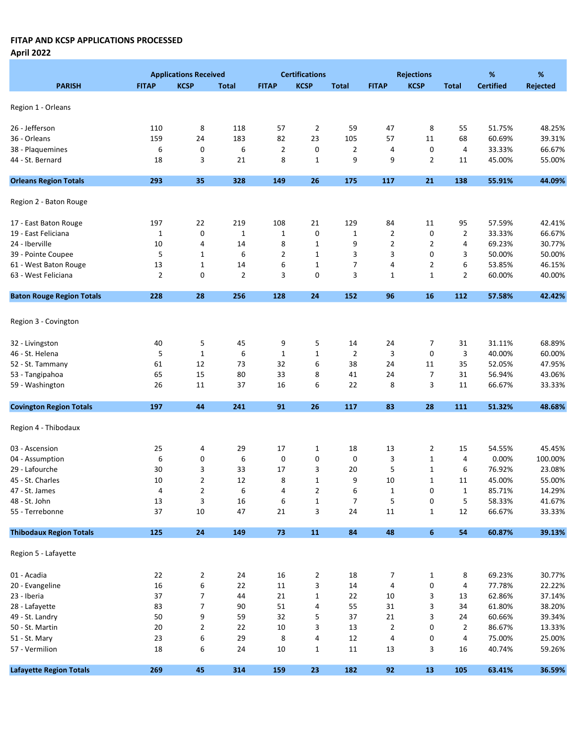**FITAP AND KCSP APPLICATIONS PROCESSED**

**April 2022**

| PARISH | Applications Received | | | Certifications | | | Rejections | | | % | % |
|---|---|---|---|---|---|---|---|---|---|---|---|
| | FITAP | KCSP | Total | FITAP | KCSP | Total | FITAP | KCSP | Total | Certified | Rejected |
| Region 1 - Orleans | | | | | | | | | | | |
| 26 - Jefferson | 110 | 8 | 118 | 57 | 2 | 59 | 47 | 8 | 55 | 51.75% | 48.25% |
| 36 - Orleans | 159 | 24 | 183 | 82 | 23 | 105 | 57 | 11 | 68 | 60.69% | 39.31% |
| 38 - Plaquemines | 6 | 0 | 6 | 2 | 0 | 2 | 4 | 0 | 4 | 33.33% | 66.67% |
| 44 - St. Bernard | 18 | 3 | 21 | 8 | 1 | 9 | 9 | 2 | 11 | 45.00% | 55.00% |
| **Orleans Region Totals** | **293** | **35** | **328** | **149** | **26** | **175** | **117** | **21** | **138** | **55.91%** | **44.09%** |
| Region 2 - Baton Rouge | | | | | | | | | | | |
| 17 - East Baton Rouge | 197 | 22 | 219 | 108 | 21 | 129 | 84 | 11 | 95 | 57.59% | 42.41% |
| 19 - East Feliciana | 1 | 0 | 1 | 1 | 0 | 1 | 2 | 0 | 2 | 33.33% | 66.67% |
| 24 - Iberville | 10 | 4 | 14 | 8 | 1 | 9 | 2 | 2 | 4 | 69.23% | 30.77% |
| 39 - Pointe Coupee | 5 | 1 | 6 | 2 | 1 | 3 | 3 | 0 | 3 | 50.00% | 50.00% |
| 61 - West Baton Rouge | 13 | 1 | 14 | 6 | 1 | 7 | 4 | 2 | 6 | 53.85% | 46.15% |
| 63 - West Feliciana | 2 | 0 | 2 | 3 | 0 | 3 | 1 | 1 | 2 | 60.00% | 40.00% |
| **Baton Rouge Region Totals** | **228** | **28** | **256** | **128** | **24** | **152** | **96** | **16** | **112** | **57.58%** | **42.42%** |
| Region 3 - Covington | | | | | | | | | | | |
| 32 - Livingston | 40 | 5 | 45 | 9 | 5 | 14 | 24 | 7 | 31 | 31.11% | 68.89% |
| 46 - St. Helena | 5 | 1 | 6 | 1 | 1 | 2 | 3 | 0 | 3 | 40.00% | 60.00% |
| 52 - St. Tammany | 61 | 12 | 73 | 32 | 6 | 38 | 24 | 11 | 35 | 52.05% | 47.95% |
| 53 - Tangipahoa | 65 | 15 | 80 | 33 | 8 | 41 | 24 | 7 | 31 | 56.94% | 43.06% |
| 59 - Washington | 26 | 11 | 37 | 16 | 6 | 22 | 8 | 3 | 11 | 66.67% | 33.33% |
| **Covington Region Totals** | **197** | **44** | **241** | **91** | **26** | **117** | **83** | **28** | **111** | **51.32%** | **48.68%** |
| Region 4 - Thibodaux | | | | | | | | | | | |
| 03 - Ascension | 25 | 4 | 29 | 17 | 1 | 18 | 13 | 2 | 15 | 54.55% | 45.45% |
| 04 - Assumption | 6 | 0 | 6 | 0 | 0 | 0 | 3 | 1 | 4 | 0.00% | 100.00% |
| 29 - Lafourche | 30 | 3 | 33 | 17 | 3 | 20 | 5 | 1 | 6 | 76.92% | 23.08% |
| 45 - St. Charles | 10 | 2 | 12 | 8 | 1 | 9 | 10 | 1 | 11 | 45.00% | 55.00% |
| 47 - St. James | 4 | 2 | 6 | 4 | 2 | 6 | 1 | 0 | 1 | 85.71% | 14.29% |
| 48 - St. John | 13 | 3 | 16 | 6 | 1 | 7 | 5 | 0 | 5 | 58.33% | 41.67% |
| 55 - Terrebonne | 37 | 10 | 47 | 21 | 3 | 24 | 11 | 1 | 12 | 66.67% | 33.33% |
| **Thibodaux Region Totals** | **125** | **24** | **149** | **73** | **11** | **84** | **48** | **6** | **54** | **60.87%** | **39.13%** |
| Region 5 - Lafayette | | | | | | | | | | | |
| 01 - Acadia | 22 | 2 | 24 | 16 | 2 | 18 | 7 | 1 | 8 | 69.23% | 30.77% |
| 20 - Evangeline | 16 | 6 | 22 | 11 | 3 | 14 | 4 | 0 | 4 | 77.78% | 22.22% |
| 23 - Iberia | 37 | 7 | 44 | 21 | 1 | 22 | 10 | 3 | 13 | 62.86% | 37.14% |
| 28 - Lafayette | 83 | 7 | 90 | 51 | 4 | 55 | 31 | 3 | 34 | 61.80% | 38.20% |
| 49 - St. Landry | 50 | 9 | 59 | 32 | 5 | 37 | 21 | 3 | 24 | 60.66% | 39.34% |
| 50 - St. Martin | 20 | 2 | 22 | 10 | 3 | 13 | 2 | 0 | 2 | 86.67% | 13.33% |
| 51 - St. Mary | 23 | 6 | 29 | 8 | 4 | 12 | 4 | 0 | 4 | 75.00% | 25.00% |
| 57 - Vermilion | 18 | 6 | 24 | 10 | 1 | 11 | 13 | 3 | 16 | 40.74% | 59.26% |
| **Lafayette Region Totals** | **269** | **45** | **314** | **159** | **23** | **182** | **92** | **13** | **105** | **63.41%** | **36.59%** |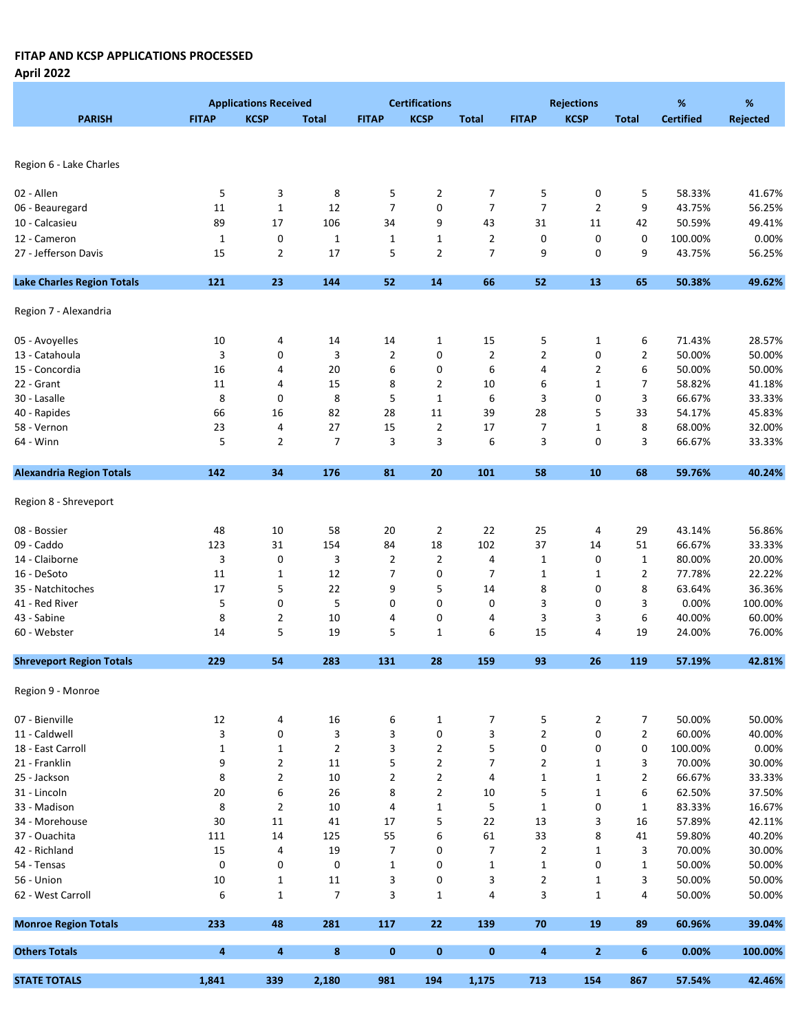**FITAP AND KCSP APPLICATIONS PROCESSED**
**April 2022**

| PARISH | Applications Received | | | Certifications | | | Rejections | | | % | % |
|---|---|---|---|---|---|---|---|---|---|---|---|
| | FITAP | KCSP | Total | FITAP | KCSP | Total | FITAP | KCSP | Total | Certified | Rejected |
| Region 6 - Lake Charles | | | | | | | | | | | |
| 02 - Allen | 5 | 3 | 8 | 5 | 2 | 7 | 5 | 0 | 5 | 58.33% | 41.67% |
| 06 - Beauregard | 11 | 1 | 12 | 7 | 0 | 7 | 7 | 2 | 9 | 43.75% | 56.25% |
| 10 - Calcasieu | 89 | 17 | 106 | 34 | 9 | 43 | 31 | 11 | 42 | 50.59% | 49.41% |
| 12 - Cameron | 1 | 0 | 1 | 1 | 1 | 2 | 0 | 0 | 0 | 100.00% | 0.00% |
| 27 - Jefferson Davis | 15 | 2 | 17 | 5 | 2 | 7 | 9 | 0 | 9 | 43.75% | 56.25% |
| **Lake Charles Region Totals** | **121** | **23** | **144** | **52** | **14** | **66** | **52** | **13** | **65** | **50.38%** | **49.62%** |
| Region 7 - Alexandria | | | | | | | | | | | |
| 05 - Avoyelles | 10 | 4 | 14 | 14 | 1 | 15 | 5 | 1 | 6 | 71.43% | 28.57% |
| 13 - Catahoula | 3 | 0 | 3 | 2 | 0 | 2 | 2 | 0 | 2 | 50.00% | 50.00% |
| 15 - Concordia | 16 | 4 | 20 | 6 | 0 | 6 | 4 | 2 | 6 | 50.00% | 50.00% |
| 22 - Grant | 11 | 4 | 15 | 8 | 2 | 10 | 6 | 1 | 7 | 58.82% | 41.18% |
| 30 - Lasalle | 8 | 0 | 8 | 5 | 1 | 6 | 3 | 0 | 3 | 66.67% | 33.33% |
| 40 - Rapides | 66 | 16 | 82 | 28 | 11 | 39 | 28 | 5 | 33 | 54.17% | 45.83% |
| 58 - Vernon | 23 | 4 | 27 | 15 | 2 | 17 | 7 | 1 | 8 | 68.00% | 32.00% |
| 64 - Winn | 5 | 2 | 7 | 3 | 3 | 6 | 3 | 0 | 3 | 66.67% | 33.33% |
| **Alexandria Region Totals** | **142** | **34** | **176** | **81** | **20** | **101** | **58** | **10** | **68** | **59.76%** | **40.24%** |
| Region 8 - Shreveport | | | | | | | | | | | |
| 08 - Bossier | 48 | 10 | 58 | 20 | 2 | 22 | 25 | 4 | 29 | 43.14% | 56.86% |
| 09 - Caddo | 123 | 31 | 154 | 84 | 18 | 102 | 37 | 14 | 51 | 66.67% | 33.33% |
| 14 - Claiborne | 3 | 0 | 3 | 2 | 2 | 4 | 1 | 0 | 1 | 80.00% | 20.00% |
| 16 - DeSoto | 11 | 1 | 12 | 7 | 0 | 7 | 1 | 1 | 2 | 77.78% | 22.22% |
| 35 - Natchitoches | 17 | 5 | 22 | 9 | 5 | 14 | 8 | 0 | 8 | 63.64% | 36.36% |
| 41 - Red River | 5 | 0 | 5 | 0 | 0 | 0 | 3 | 0 | 3 | 0.00% | 100.00% |
| 43 - Sabine | 8 | 2 | 10 | 4 | 0 | 4 | 3 | 3 | 6 | 40.00% | 60.00% |
| 60 - Webster | 14 | 5 | 19 | 5 | 1 | 6 | 15 | 4 | 19 | 24.00% | 76.00% |
| **Shreveport Region Totals** | **229** | **54** | **283** | **131** | **28** | **159** | **93** | **26** | **119** | **57.19%** | **42.81%** |
| Region 9 - Monroe | | | | | | | | | | | |
| 07 - Bienville | 12 | 4 | 16 | 6 | 1 | 7 | 5 | 2 | 7 | 50.00% | 50.00% |
| 11 - Caldwell | 3 | 0 | 3 | 3 | 0 | 3 | 2 | 0 | 2 | 60.00% | 40.00% |
| 18 - East Carroll | 1 | 1 | 2 | 3 | 2 | 5 | 0 | 0 | 0 | 100.00% | 0.00% |
| 21 - Franklin | 9 | 2 | 11 | 5 | 2 | 7 | 2 | 1 | 3 | 70.00% | 30.00% |
| 25 - Jackson | 8 | 2 | 10 | 2 | 2 | 4 | 1 | 1 | 2 | 66.67% | 33.33% |
| 31 - Lincoln | 20 | 6 | 26 | 8 | 2 | 10 | 5 | 1 | 6 | 62.50% | 37.50% |
| 33 - Madison | 8 | 2 | 10 | 4 | 1 | 5 | 1 | 0 | 1 | 83.33% | 16.67% |
| 34 - Morehouse | 30 | 11 | 41 | 17 | 5 | 22 | 13 | 3 | 16 | 57.89% | 42.11% |
| 37 - Ouachita | 111 | 14 | 125 | 55 | 6 | 61 | 33 | 8 | 41 | 59.80% | 40.20% |
| 42 - Richland | 15 | 4 | 19 | 7 | 0 | 7 | 2 | 1 | 3 | 70.00% | 30.00% |
| 54 - Tensas | 0 | 0 | 0 | 1 | 0 | 1 | 1 | 0 | 1 | 50.00% | 50.00% |
| 56 - Union | 10 | 1 | 11 | 3 | 0 | 3 | 2 | 1 | 3 | 50.00% | 50.00% |
| 62 - West Carroll | 6 | 1 | 7 | 3 | 1 | 4 | 3 | 1 | 4 | 50.00% | 50.00% |
| **Monroe Region Totals** | **233** | **48** | **281** | **117** | **22** | **139** | **70** | **19** | **89** | **60.96%** | **39.04%** |
| **Others Totals** | **4** | **4** | **8** | **0** | **0** | **0** | **4** | **2** | **6** | **0.00%** | **100.00%** |
| **STATE TOTALS** | **1,841** | **339** | **2,180** | **981** | **194** | **1,175** | **713** | **154** | **867** | **57.54%** | **42.46%** |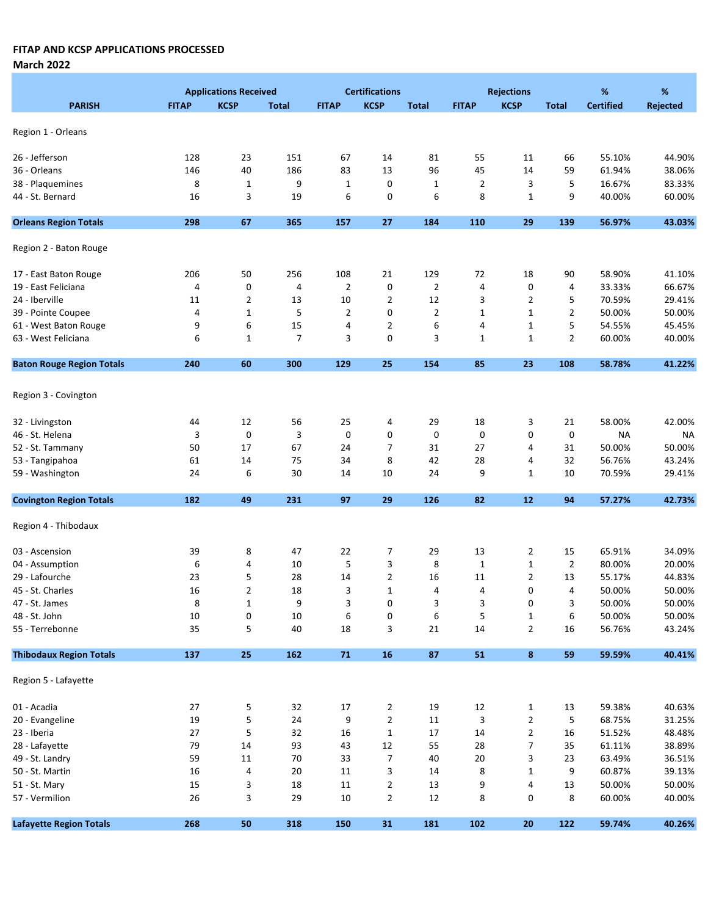**FITAP AND KCSP APPLICATIONS PROCESSED**

**March 2022**

| PARISH | Applications Received | | | Certifications | | | Rejections | | | % | % |
|---|---|---|---|---|---|---|---|---|---|---|---|
| | FITAP | KCSP | Total | FITAP | KCSP | Total | FITAP | KCSP | Total | Certified | Rejected |
| Region 1 - Orleans | | | | | | | | | | | |
| 26 - Jefferson | 128 | 23 | 151 | 67 | 14 | 81 | 55 | 11 | 66 | 55.10% | 44.90% |
| 36 - Orleans | 146 | 40 | 186 | 83 | 13 | 96 | 45 | 14 | 59 | 61.94% | 38.06% |
| 38 - Plaquemines | 8 | 1 | 9 | 1 | 0 | 1 | 2 | 3 | 5 | 16.67% | 83.33% |
| 44 - St. Bernard | 16 | 3 | 19 | 6 | 0 | 6 | 8 | 1 | 9 | 40.00% | 60.00% |
| **Orleans Region Totals** | **298** | **67** | **365** | **157** | **27** | **184** | **110** | **29** | **139** | **56.97%** | **43.03%** |
| Region 2 - Baton Rouge | | | | | | | | | | | |
| 17 - East Baton Rouge | 206 | 50 | 256 | 108 | 21 | 129 | 72 | 18 | 90 | 58.90% | 41.10% |
| 19 - East Feliciana | 4 | 0 | 4 | 2 | 0 | 2 | 4 | 0 | 4 | 33.33% | 66.67% |
| 24 - Iberville | 11 | 2 | 13 | 10 | 2 | 12 | 3 | 2 | 5 | 70.59% | 29.41% |
| 39 - Pointe Coupee | 4 | 1 | 5 | 2 | 0 | 2 | 1 | 1 | 2 | 50.00% | 50.00% |
| 61 - West Baton Rouge | 9 | 6 | 15 | 4 | 2 | 6 | 4 | 1 | 5 | 54.55% | 45.45% |
| 63 - West Feliciana | 6 | 1 | 7 | 3 | 0 | 3 | 1 | 1 | 2 | 60.00% | 40.00% |
| **Baton Rouge Region Totals** | **240** | **60** | **300** | **129** | **25** | **154** | **85** | **23** | **108** | **58.78%** | **41.22%** |
| Region 3 - Covington | | | | | | | | | | | |
| 32 - Livingston | 44 | 12 | 56 | 25 | 4 | 29 | 18 | 3 | 21 | 58.00% | 42.00% |
| 46 - St. Helena | 3 | 0 | 3 | 0 | 0 | 0 | 0 | 0 | 0 | NA | NA |
| 52 - St. Tammany | 50 | 17 | 67 | 24 | 7 | 31 | 27 | 4 | 31 | 50.00% | 50.00% |
| 53 - Tangipahoa | 61 | 14 | 75 | 34 | 8 | 42 | 28 | 4 | 32 | 56.76% | 43.24% |
| 59 - Washington | 24 | 6 | 30 | 14 | 10 | 24 | 9 | 1 | 10 | 70.59% | 29.41% |
| **Covington Region Totals** | **182** | **49** | **231** | **97** | **29** | **126** | **82** | **12** | **94** | **57.27%** | **42.73%** |
| Region 4 - Thibodaux | | | | | | | | | | | |
| 03 - Ascension | 39 | 8 | 47 | 22 | 7 | 29 | 13 | 2 | 15 | 65.91% | 34.09% |
| 04 - Assumption | 6 | 4 | 10 | 5 | 3 | 8 | 1 | 1 | 2 | 80.00% | 20.00% |
| 29 - Lafourche | 23 | 5 | 28 | 14 | 2 | 16 | 11 | 2 | 13 | 55.17% | 44.83% |
| 45 - St. Charles | 16 | 2 | 18 | 3 | 1 | 4 | 4 | 0 | 4 | 50.00% | 50.00% |
| 47 - St. James | 8 | 1 | 9 | 3 | 0 | 3 | 3 | 0 | 3 | 50.00% | 50.00% |
| 48 - St. John | 10 | 0 | 10 | 6 | 0 | 6 | 5 | 1 | 6 | 50.00% | 50.00% |
| 55 - Terrebonne | 35 | 5 | 40 | 18 | 3 | 21 | 14 | 2 | 16 | 56.76% | 43.24% |
| **Thibodaux Region Totals** | **137** | **25** | **162** | **71** | **16** | **87** | **51** | **8** | **59** | **59.59%** | **40.41%** |
| Region 5 - Lafayette | | | | | | | | | | | |
| 01 - Acadia | 27 | 5 | 32 | 17 | 2 | 19 | 12 | 1 | 13 | 59.38% | 40.63% |
| 20 - Evangeline | 19 | 5 | 24 | 9 | 2 | 11 | 3 | 2 | 5 | 68.75% | 31.25% |
| 23 - Iberia | 27 | 5 | 32 | 16 | 1 | 17 | 14 | 2 | 16 | 51.52% | 48.48% |
| 28 - Lafayette | 79 | 14 | 93 | 43 | 12 | 55 | 28 | 7 | 35 | 61.11% | 38.89% |
| 49 - St. Landry | 59 | 11 | 70 | 33 | 7 | 40 | 20 | 3 | 23 | 63.49% | 36.51% |
| 50 - St. Martin | 16 | 4 | 20 | 11 | 3 | 14 | 8 | 1 | 9 | 60.87% | 39.13% |
| 51 - St. Mary | 15 | 3 | 18 | 11 | 2 | 13 | 9 | 4 | 13 | 50.00% | 50.00% |
| 57 - Vermilion | 26 | 3 | 29 | 10 | 2 | 12 | 8 | 0 | 8 | 60.00% | 40.00% |
| **Lafayette Region Totals** | **268** | **50** | **318** | **150** | **31** | **181** | **102** | **20** | **122** | **59.74%** | **40.26%** |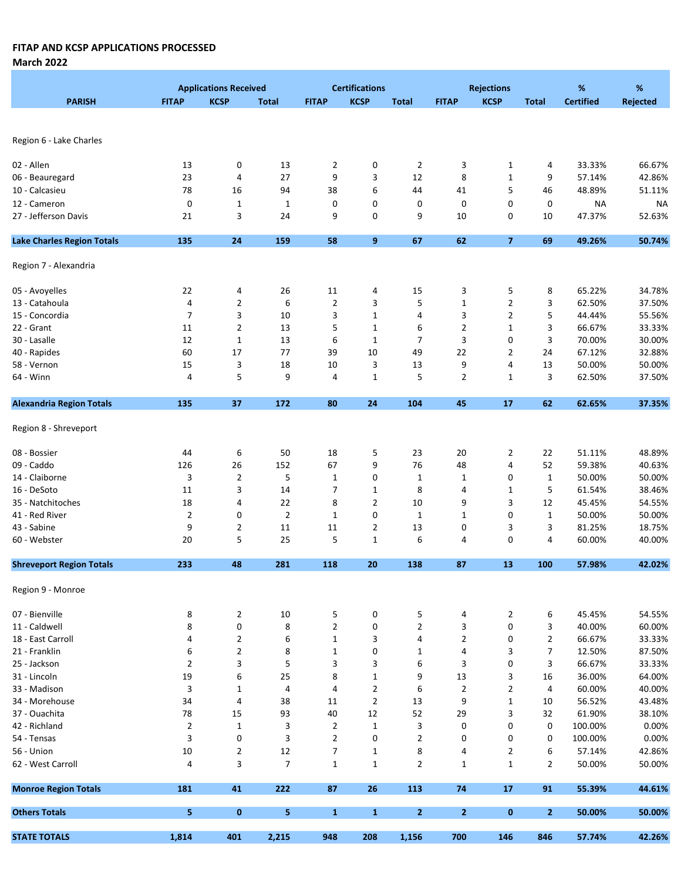**FITAP AND KCSP APPLICATIONS PROCESSED**

**March 2022**

| PARISH | Applications Received | | | Certifications | | | Rejections | | | % | % |
|---|---|---|---|---|---|---|---|---|---|---|---|
| | FITAP | KCSP | Total | FITAP | KCSP | Total | FITAP | KCSP | Total | Certified | Rejected |
| Region 6 - Lake Charles | | | | | | | | | | | |
| 02 - Allen | 13 | 0 | 13 | 2 | 0 | 2 | 3 | 1 | 4 | 33.33% | 66.67% |
| 06 - Beauregard | 23 | 4 | 27 | 9 | 3 | 12 | 8 | 1 | 9 | 57.14% | 42.86% |
| 10 - Calcasieu | 78 | 16 | 94 | 38 | 6 | 44 | 41 | 5 | 46 | 48.89% | 51.11% |
| 12 - Cameron | 0 | 1 | 1 | 0 | 0 | 0 | 0 | 0 | 0 | NA | NA |
| 27 - Jefferson Davis | 21 | 3 | 24 | 9 | 0 | 9 | 10 | 0 | 10 | 47.37% | 52.63% |
| **Lake Charles Region Totals** | **135** | **24** | **159** | **58** | **9** | **67** | **62** | **7** | **69** | **49.26%** | **50.74%** |
| Region 7 - Alexandria | | | | | | | | | | | |
| 05 - Avoyelles | 22 | 4 | 26 | 11 | 4 | 15 | 3 | 5 | 8 | 65.22% | 34.78% |
| 13 - Catahoula | 4 | 2 | 6 | 2 | 3 | 5 | 1 | 2 | 3 | 62.50% | 37.50% |
| 15 - Concordia | 7 | 3 | 10 | 3 | 1 | 4 | 3 | 2 | 5 | 44.44% | 55.56% |
| 22 - Grant | 11 | 2 | 13 | 5 | 1 | 6 | 2 | 1 | 3 | 66.67% | 33.33% |
| 30 - Lasalle | 12 | 1 | 13 | 6 | 1 | 7 | 3 | 0 | 3 | 70.00% | 30.00% |
| 40 - Rapides | 60 | 17 | 77 | 39 | 10 | 49 | 22 | 2 | 24 | 67.12% | 32.88% |
| 58 - Vernon | 15 | 3 | 18 | 10 | 3 | 13 | 9 | 4 | 13 | 50.00% | 50.00% |
| 64 - Winn | 4 | 5 | 9 | 4 | 1 | 5 | 2 | 1 | 3 | 62.50% | 37.50% |
| **Alexandria Region Totals** | **135** | **37** | **172** | **80** | **24** | **104** | **45** | **17** | **62** | **62.65%** | **37.35%** |
| Region 8 - Shreveport | | | | | | | | | | | |
| 08 - Bossier | 44 | 6 | 50 | 18 | 5 | 23 | 20 | 2 | 22 | 51.11% | 48.89% |
| 09 - Caddo | 126 | 26 | 152 | 67 | 9 | 76 | 48 | 4 | 52 | 59.38% | 40.63% |
| 14 - Claiborne | 3 | 2 | 5 | 1 | 0 | 1 | 1 | 0 | 1 | 50.00% | 50.00% |
| 16 - DeSoto | 11 | 3 | 14 | 7 | 1 | 8 | 4 | 1 | 5 | 61.54% | 38.46% |
| 35 - Natchitoches | 18 | 4 | 22 | 8 | 2 | 10 | 9 | 3 | 12 | 45.45% | 54.55% |
| 41 - Red River | 2 | 0 | 2 | 1 | 0 | 1 | 1 | 0 | 1 | 50.00% | 50.00% |
| 43 - Sabine | 9 | 2 | 11 | 11 | 2 | 13 | 0 | 3 | 3 | 81.25% | 18.75% |
| 60 - Webster | 20 | 5 | 25 | 5 | 1 | 6 | 4 | 0 | 4 | 60.00% | 40.00% |
| **Shreveport Region Totals** | **233** | **48** | **281** | **118** | **20** | **138** | **87** | **13** | **100** | **57.98%** | **42.02%** |
| Region 9 - Monroe | | | | | | | | | | | |
| 07 - Bienville | 8 | 2 | 10 | 5 | 0 | 5 | 4 | 2 | 6 | 45.45% | 54.55% |
| 11 - Caldwell | 8 | 0 | 8 | 2 | 0 | 2 | 3 | 0 | 3 | 40.00% | 60.00% |
| 18 - East Carroll | 4 | 2 | 6 | 1 | 3 | 4 | 2 | 0 | 2 | 66.67% | 33.33% |
| 21 - Franklin | 6 | 2 | 8 | 1 | 0 | 1 | 4 | 3 | 7 | 12.50% | 87.50% |
| 25 - Jackson | 2 | 3 | 5 | 3 | 3 | 6 | 3 | 0 | 3 | 66.67% | 33.33% |
| 31 - Lincoln | 19 | 6 | 25 | 8 | 1 | 9 | 13 | 3 | 16 | 36.00% | 64.00% |
| 33 - Madison | 3 | 1 | 4 | 4 | 2 | 6 | 2 | 2 | 4 | 60.00% | 40.00% |
| 34 - Morehouse | 34 | 4 | 38 | 11 | 2 | 13 | 9 | 1 | 10 | 56.52% | 43.48% |
| 37 - Ouachita | 78 | 15 | 93 | 40 | 12 | 52 | 29 | 3 | 32 | 61.90% | 38.10% |
| 42 - Richland | 2 | 1 | 3 | 2 | 1 | 3 | 0 | 0 | 0 | 100.00% | 0.00% |
| 54 - Tensas | 3 | 0 | 3 | 2 | 0 | 2 | 0 | 0 | 0 | 100.00% | 0.00% |
| 56 - Union | 10 | 2 | 12 | 7 | 1 | 8 | 4 | 2 | 6 | 57.14% | 42.86% |
| 62 - West Carroll | 4 | 3 | 7 | 1 | 1 | 2 | 1 | 1 | 2 | 50.00% | 50.00% |
| **Monroe Region Totals** | **181** | **41** | **222** | **87** | **26** | **113** | **74** | **17** | **91** | **55.39%** | **44.61%** |
| **Others Totals** | **5** | **0** | **5** | **1** | **1** | **2** | **2** | **0** | **2** | **50.00%** | **50.00%** |
| **STATE TOTALS** | **1,814** | **401** | **2,215** | **948** | **208** | **1,156** | **700** | **146** | **846** | **57.74%** | **42.26%** |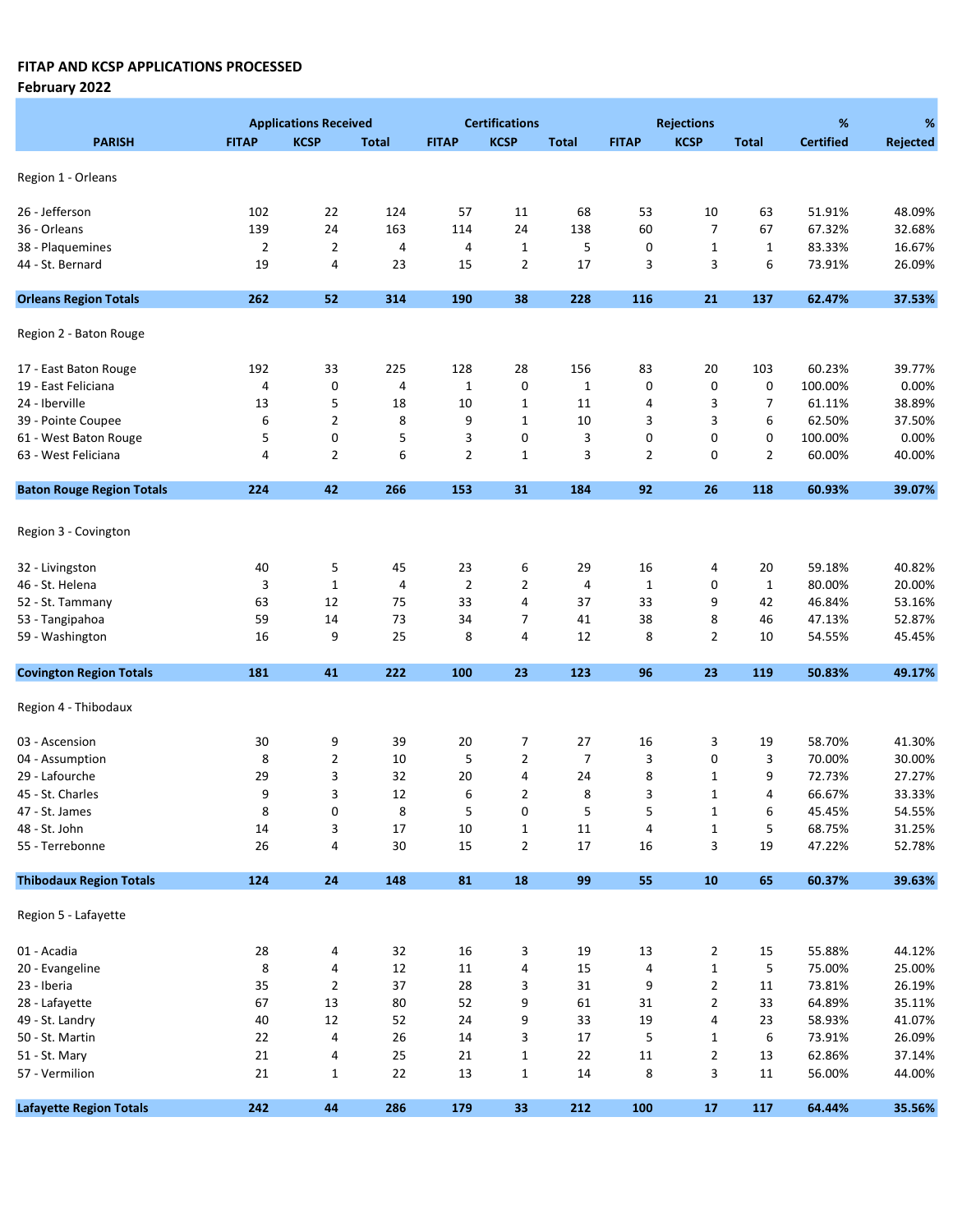**FITAP AND KCSP APPLICATIONS PROCESSED**
**February 2022**

| PARISH | Applications Received | | | Certifications | | | Rejections | | | % | % |
|---|---|---|---|---|---|---|---|---|---|---|---|
| | FITAP | KCSP | Total | FITAP | KCSP | Total | FITAP | KCSP | Total | Certified | Rejected |
| Region 1 - Orleans | | | | | | | | | | | |
| 26 - Jefferson | 102 | 22 | 124 | 57 | 11 | 68 | 53 | 10 | 63 | 51.91% | 48.09% |
| 36 - Orleans | 139 | 24 | 163 | 114 | 24 | 138 | 60 | 7 | 67 | 67.32% | 32.68% |
| 38 - Plaquemines | 2 | 2 | 4 | 4 | 1 | 5 | 0 | 1 | 1 | 83.33% | 16.67% |
| 44 - St. Bernard | 19 | 4 | 23 | 15 | 2 | 17 | 3 | 3 | 6 | 73.91% | 26.09% |
| **Orleans Region Totals** | **262** | **52** | **314** | **190** | **38** | **228** | **116** | **21** | **137** | **62.47%** | **37.53%** |
| Region 2 - Baton Rouge | | | | | | | | | | | |
| 17 - East Baton Rouge | 192 | 33 | 225 | 128 | 28 | 156 | 83 | 20 | 103 | 60.23% | 39.77% |
| 19 - East Feliciana | 4 | 0 | 4 | 1 | 0 | 1 | 0 | 0 | 0 | 100.00% | 0.00% |
| 24 - Iberville | 13 | 5 | 18 | 10 | 1 | 11 | 4 | 3 | 7 | 61.11% | 38.89% |
| 39 - Pointe Coupee | 6 | 2 | 8 | 9 | 1 | 10 | 3 | 3 | 6 | 62.50% | 37.50% |
| 61 - West Baton Rouge | 5 | 0 | 5 | 3 | 0 | 3 | 0 | 0 | 0 | 100.00% | 0.00% |
| 63 - West Feliciana | 4 | 2 | 6 | 2 | 1 | 3 | 2 | 0 | 2 | 60.00% | 40.00% |
| **Baton Rouge Region Totals** | **224** | **42** | **266** | **153** | **31** | **184** | **92** | **26** | **118** | **60.93%** | **39.07%** |
| Region 3 - Covington | | | | | | | | | | | |
| 32 - Livingston | 40 | 5 | 45 | 23 | 6 | 29 | 16 | 4 | 20 | 59.18% | 40.82% |
| 46 - St. Helena | 3 | 1 | 4 | 2 | 2 | 4 | 1 | 0 | 1 | 80.00% | 20.00% |
| 52 - St. Tammany | 63 | 12 | 75 | 33 | 4 | 37 | 33 | 9 | 42 | 46.84% | 53.16% |
| 53 - Tangipahoa | 59 | 14 | 73 | 34 | 7 | 41 | 38 | 8 | 46 | 47.13% | 52.87% |
| 59 - Washington | 16 | 9 | 25 | 8 | 4 | 12 | 8 | 2 | 10 | 54.55% | 45.45% |
| **Covington Region Totals** | **181** | **41** | **222** | **100** | **23** | **123** | **96** | **23** | **119** | **50.83%** | **49.17%** |
| Region 4 - Thibodaux | | | | | | | | | | | |
| 03 - Ascension | 30 | 9 | 39 | 20 | 7 | 27 | 16 | 3 | 19 | 58.70% | 41.30% |
| 04 - Assumption | 8 | 2 | 10 | 5 | 2 | 7 | 3 | 0 | 3 | 70.00% | 30.00% |
| 29 - Lafourche | 29 | 3 | 32 | 20 | 4 | 24 | 8 | 1 | 9 | 72.73% | 27.27% |
| 45 - St. Charles | 9 | 3 | 12 | 6 | 2 | 8 | 3 | 1 | 4 | 66.67% | 33.33% |
| 47 - St. James | 8 | 0 | 8 | 5 | 0 | 5 | 5 | 1 | 6 | 45.45% | 54.55% |
| 48 - St. John | 14 | 3 | 17 | 10 | 1 | 11 | 4 | 1 | 5 | 68.75% | 31.25% |
| 55 - Terrebonne | 26 | 4 | 30 | 15 | 2 | 17 | 16 | 3 | 19 | 47.22% | 52.78% |
| **Thibodaux Region Totals** | **124** | **24** | **148** | **81** | **18** | **99** | **55** | **10** | **65** | **60.37%** | **39.63%** |
| Region 5 - Lafayette | | | | | | | | | | | |
| 01 - Acadia | 28 | 4 | 32 | 16 | 3 | 19 | 13 | 2 | 15 | 55.88% | 44.12% |
| 20 - Evangeline | 8 | 4 | 12 | 11 | 4 | 15 | 4 | 1 | 5 | 75.00% | 25.00% |
| 23 - Iberia | 35 | 2 | 37 | 28 | 3 | 31 | 9 | 2 | 11 | 73.81% | 26.19% |
| 28 - Lafayette | 67 | 13 | 80 | 52 | 9 | 61 | 31 | 2 | 33 | 64.89% | 35.11% |
| 49 - St. Landry | 40 | 12 | 52 | 24 | 9 | 33 | 19 | 4 | 23 | 58.93% | 41.07% |
| 50 - St. Martin | 22 | 4 | 26 | 14 | 3 | 17 | 5 | 1 | 6 | 73.91% | 26.09% |
| 51 - St. Mary | 21 | 4 | 25 | 21 | 1 | 22 | 11 | 2 | 13 | 62.86% | 37.14% |
| 57 - Vermilion | 21 | 1 | 22 | 13 | 1 | 14 | 8 | 3 | 11 | 56.00% | 44.00% |
| **Lafayette Region Totals** | **242** | **44** | **286** | **179** | **33** | **212** | **100** | **17** | **117** | **64.44%** | **35.56%** |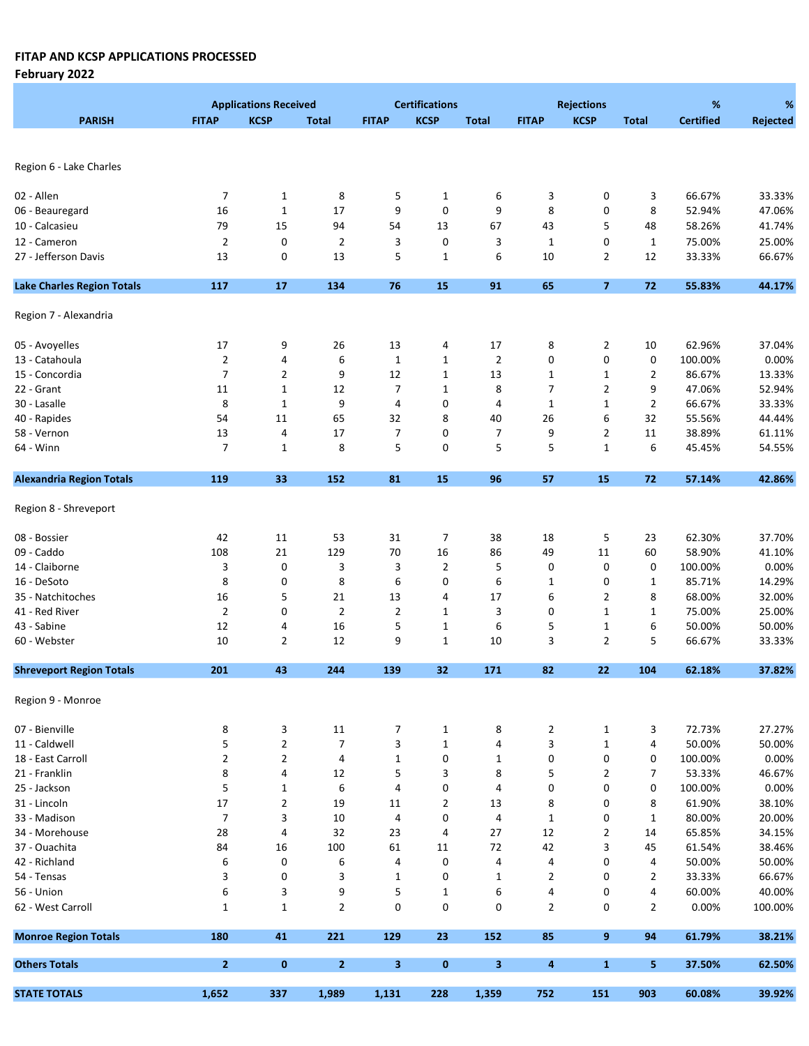**FITAP AND KCSP APPLICATIONS PROCESSED**

**February 2022**

| PARISH | Applications Received | | | Certifications | | | Rejections | | | % | % |
|---|---|---|---|---|---|---|---|---|---|---|---|
| | FITAP | KCSP | Total | FITAP | KCSP | Total | FITAP | KCSP | Total | Certified | Rejected |
| Region 6 - Lake Charles | | | | | | | | | | | |
| 02 - Allen | 7 | 1 | 8 | 5 | 1 | 6 | 3 | 0 | 3 | 66.67% | 33.33% |
| 06 - Beauregard | 16 | 1 | 17 | 9 | 0 | 9 | 8 | 0 | 8 | 52.94% | 47.06% |
| 10 - Calcasieu | 79 | 15 | 94 | 54 | 13 | 67 | 43 | 5 | 48 | 58.26% | 41.74% |
| 12 - Cameron | 2 | 0 | 2 | 3 | 0 | 3 | 1 | 0 | 1 | 75.00% | 25.00% |
| 27 - Jefferson Davis | 13 | 0 | 13 | 5 | 1 | 6 | 10 | 2 | 12 | 33.33% | 66.67% |
| **Lake Charles Region Totals** | **117** | **17** | **134** | **76** | **15** | **91** | **65** | **7** | **72** | **55.83%** | **44.17%** |
| Region 7 - Alexandria | | | | | | | | | | | |
| 05 - Avoyelles | 17 | 9 | 26 | 13 | 4 | 17 | 8 | 2 | 10 | 62.96% | 37.04% |
| 13 - Catahoula | 2 | 4 | 6 | 1 | 1 | 2 | 0 | 0 | 0 | 100.00% | 0.00% |
| 15 - Concordia | 7 | 2 | 9 | 12 | 1 | 13 | 1 | 1 | 2 | 86.67% | 13.33% |
| 22 - Grant | 11 | 1 | 12 | 7 | 1 | 8 | 7 | 2 | 9 | 47.06% | 52.94% |
| 30 - Lasalle | 8 | 1 | 9 | 4 | 0 | 4 | 1 | 1 | 2 | 66.67% | 33.33% |
| 40 - Rapides | 54 | 11 | 65 | 32 | 8 | 40 | 26 | 6 | 32 | 55.56% | 44.44% |
| 58 - Vernon | 13 | 4 | 17 | 7 | 0 | 7 | 9 | 2 | 11 | 38.89% | 61.11% |
| 64 - Winn | 7 | 1 | 8 | 5 | 0 | 5 | 5 | 1 | 6 | 45.45% | 54.55% |
| **Alexandria Region Totals** | **119** | **33** | **152** | **81** | **15** | **96** | **57** | **15** | **72** | **57.14%** | **42.86%** |
| Region 8 - Shreveport | | | | | | | | | | | |
| 08 - Bossier | 42 | 11 | 53 | 31 | 7 | 38 | 18 | 5 | 23 | 62.30% | 37.70% |
| 09 - Caddo | 108 | 21 | 129 | 70 | 16 | 86 | 49 | 11 | 60 | 58.90% | 41.10% |
| 14 - Claiborne | 3 | 0 | 3 | 3 | 2 | 5 | 0 | 0 | 0 | 100.00% | 0.00% |
| 16 - DeSoto | 8 | 0 | 8 | 6 | 0 | 6 | 1 | 0 | 1 | 85.71% | 14.29% |
| 35 - Natchitoches | 16 | 5 | 21 | 13 | 4 | 17 | 6 | 2 | 8 | 68.00% | 32.00% |
| 41 - Red River | 2 | 0 | 2 | 2 | 1 | 3 | 0 | 1 | 1 | 75.00% | 25.00% |
| 43 - Sabine | 12 | 4 | 16 | 5 | 1 | 6 | 5 | 1 | 6 | 50.00% | 50.00% |
| 60 - Webster | 10 | 2 | 12 | 9 | 1 | 10 | 3 | 2 | 5 | 66.67% | 33.33% |
| **Shreveport Region Totals** | **201** | **43** | **244** | **139** | **32** | **171** | **82** | **22** | **104** | **62.18%** | **37.82%** |
| Region 9 - Monroe | | | | | | | | | | | |
| 07 - Bienville | 8 | 3 | 11 | 7 | 1 | 8 | 2 | 1 | 3 | 72.73% | 27.27% |
| 11 - Caldwell | 5 | 2 | 7 | 3 | 1 | 4 | 3 | 1 | 4 | 50.00% | 50.00% |
| 18 - East Carroll | 2 | 2 | 4 | 1 | 0 | 1 | 0 | 0 | 0 | 100.00% | 0.00% |
| 21 - Franklin | 8 | 4 | 12 | 5 | 3 | 8 | 5 | 2 | 7 | 53.33% | 46.67% |
| 25 - Jackson | 5 | 1 | 6 | 4 | 0 | 4 | 0 | 0 | 0 | 100.00% | 0.00% |
| 31 - Lincoln | 17 | 2 | 19 | 11 | 2 | 13 | 8 | 0 | 8 | 61.90% | 38.10% |
| 33 - Madison | 7 | 3 | 10 | 4 | 0 | 4 | 1 | 0 | 1 | 80.00% | 20.00% |
| 34 - Morehouse | 28 | 4 | 32 | 23 | 4 | 27 | 12 | 2 | 14 | 65.85% | 34.15% |
| 37 - Ouachita | 84 | 16 | 100 | 61 | 11 | 72 | 42 | 3 | 45 | 61.54% | 38.46% |
| 42 - Richland | 6 | 0 | 6 | 4 | 0 | 4 | 4 | 0 | 4 | 50.00% | 50.00% |
| 54 - Tensas | 3 | 0 | 3 | 1 | 0 | 1 | 2 | 0 | 2 | 33.33% | 66.67% |
| 56 - Union | 6 | 3 | 9 | 5 | 1 | 6 | 4 | 0 | 4 | 60.00% | 40.00% |
| 62 - West Carroll | 1 | 1 | 2 | 0 | 0 | 0 | 2 | 0 | 2 | 0.00% | 100.00% |
| **Monroe Region Totals** | **180** | **41** | **221** | **129** | **23** | **152** | **85** | **9** | **94** | **61.79%** | **38.21%** |
| **Others Totals** | **2** | **0** | **2** | **3** | **0** | **3** | **4** | **1** | **5** | **37.50%** | **62.50%** |
| **STATE TOTALS** | **1,652** | **337** | **1,989** | **1,131** | **228** | **1,359** | **752** | **151** | **903** | **60.08%** | **39.92%** |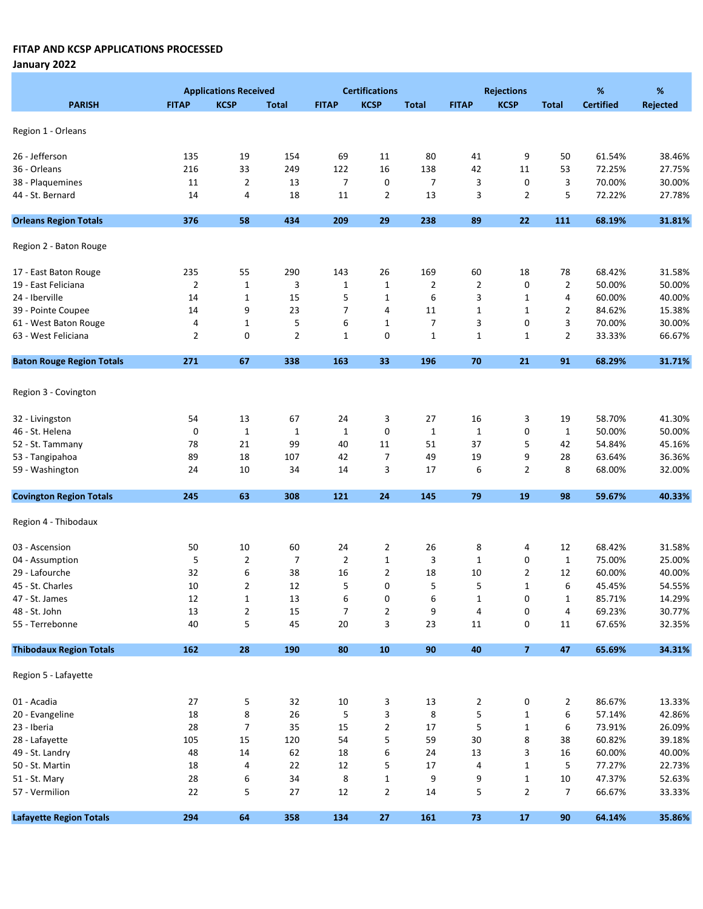**FITAP AND KCSP APPLICATIONS PROCESSED**

**January 2022**

| PARISH | Applications Received | | | Certifications | | | Rejections | | | % | % |
|---|---|---|---|---|---|---|---|---|---|---|---|
| | FITAP | KCSP | Total | FITAP | KCSP | Total | FITAP | KCSP | Total | Certified | Rejected |
| Region 1 - Orleans | | | | | | | | | | | |
| 26 - Jefferson | 135 | 19 | 154 | 69 | 11 | 80 | 41 | 9 | 50 | 61.54% | 38.46% |
| 36 - Orleans | 216 | 33 | 249 | 122 | 16 | 138 | 42 | 11 | 53 | 72.25% | 27.75% |
| 38 - Plaquemines | 11 | 2 | 13 | 7 | 0 | 7 | 3 | 0 | 3 | 70.00% | 30.00% |
| 44 - St. Bernard | 14 | 4 | 18 | 11 | 2 | 13 | 3 | 2 | 5 | 72.22% | 27.78% |
| **Orleans Region Totals** | **376** | **58** | **434** | **209** | **29** | **238** | **89** | **22** | **111** | **68.19%** | **31.81%** |
| Region 2 - Baton Rouge | | | | | | | | | | | |
| 17 - East Baton Rouge | 235 | 55 | 290 | 143 | 26 | 169 | 60 | 18 | 78 | 68.42% | 31.58% |
| 19 - East Feliciana | 2 | 1 | 3 | 1 | 1 | 2 | 2 | 0 | 2 | 50.00% | 50.00% |
| 24 - Iberville | 14 | 1 | 15 | 5 | 1 | 6 | 3 | 1 | 4 | 60.00% | 40.00% |
| 39 - Pointe Coupee | 14 | 9 | 23 | 7 | 4 | 11 | 1 | 1 | 2 | 84.62% | 15.38% |
| 61 - West Baton Rouge | 4 | 1 | 5 | 6 | 1 | 7 | 3 | 0 | 3 | 70.00% | 30.00% |
| 63 - West Feliciana | 2 | 0 | 2 | 1 | 0 | 1 | 1 | 1 | 2 | 33.33% | 66.67% |
| **Baton Rouge Region Totals** | **271** | **67** | **338** | **163** | **33** | **196** | **70** | **21** | **91** | **68.29%** | **31.71%** |
| Region 3 - Covington | | | | | | | | | | | |
| 32 - Livingston | 54 | 13 | 67 | 24 | 3 | 27 | 16 | 3 | 19 | 58.70% | 41.30% |
| 46 - St. Helena | 0 | 1 | 1 | 1 | 0 | 1 | 1 | 0 | 1 | 50.00% | 50.00% |
| 52 - St. Tammany | 78 | 21 | 99 | 40 | 11 | 51 | 37 | 5 | 42 | 54.84% | 45.16% |
| 53 - Tangipahoa | 89 | 18 | 107 | 42 | 7 | 49 | 19 | 9 | 28 | 63.64% | 36.36% |
| 59 - Washington | 24 | 10 | 34 | 14 | 3 | 17 | 6 | 2 | 8 | 68.00% | 32.00% |
| **Covington Region Totals** | **245** | **63** | **308** | **121** | **24** | **145** | **79** | **19** | **98** | **59.67%** | **40.33%** |
| Region 4 - Thibodaux | | | | | | | | | | | |
| 03 - Ascension | 50 | 10 | 60 | 24 | 2 | 26 | 8 | 4 | 12 | 68.42% | 31.58% |
| 04 - Assumption | 5 | 2 | 7 | 2 | 1 | 3 | 1 | 0 | 1 | 75.00% | 25.00% |
| 29 - Lafourche | 32 | 6 | 38 | 16 | 2 | 18 | 10 | 2 | 12 | 60.00% | 40.00% |
| 45 - St. Charles | 10 | 2 | 12 | 5 | 0 | 5 | 5 | 1 | 6 | 45.45% | 54.55% |
| 47 - St. James | 12 | 1 | 13 | 6 | 0 | 6 | 1 | 0 | 1 | 85.71% | 14.29% |
| 48 - St. John | 13 | 2 | 15 | 7 | 2 | 9 | 4 | 0 | 4 | 69.23% | 30.77% |
| 55 - Terrebonne | 40 | 5 | 45 | 20 | 3 | 23 | 11 | 0 | 11 | 67.65% | 32.35% |
| **Thibodaux Region Totals** | **162** | **28** | **190** | **80** | **10** | **90** | **40** | **7** | **47** | **65.69%** | **34.31%** |
| Region 5 - Lafayette | | | | | | | | | | | |
| 01 - Acadia | 27 | 5 | 32 | 10 | 3 | 13 | 2 | 0 | 2 | 86.67% | 13.33% |
| 20 - Evangeline | 18 | 8 | 26 | 5 | 3 | 8 | 5 | 1 | 6 | 57.14% | 42.86% |
| 23 - Iberia | 28 | 7 | 35 | 15 | 2 | 17 | 5 | 1 | 6 | 73.91% | 26.09% |
| 28 - Lafayette | 105 | 15 | 120 | 54 | 5 | 59 | 30 | 8 | 38 | 60.82% | 39.18% |
| 49 - St. Landry | 48 | 14 | 62 | 18 | 6 | 24 | 13 | 3 | 16 | 60.00% | 40.00% |
| 50 - St. Martin | 18 | 4 | 22 | 12 | 5 | 17 | 4 | 1 | 5 | 77.27% | 22.73% |
| 51 - St. Mary | 28 | 6 | 34 | 8 | 1 | 9 | 9 | 1 | 10 | 47.37% | 52.63% |
| 57 - Vermilion | 22 | 5 | 27 | 12 | 2 | 14 | 5 | 2 | 7 | 66.67% | 33.33% |
| **Lafayette Region Totals** | **294** | **64** | **358** | **134** | **27** | **161** | **73** | **17** | **90** | **64.14%** | **35.86%** |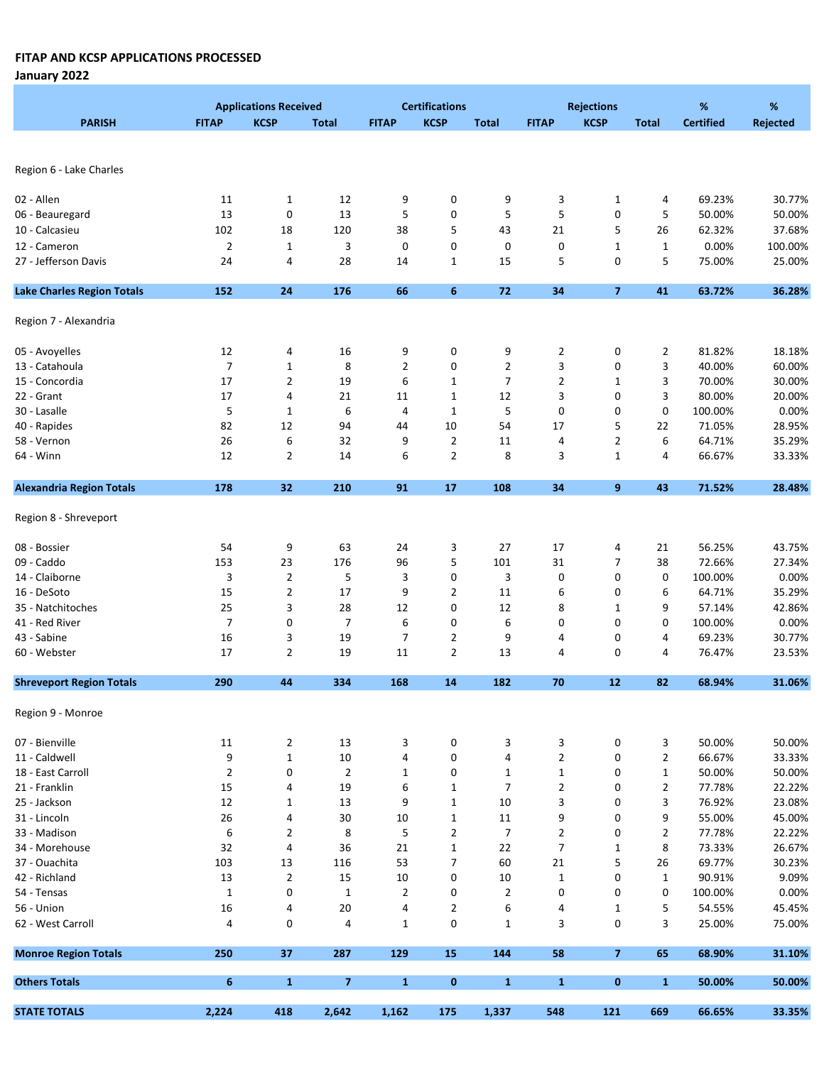**FITAP AND KCSP APPLICATIONS PROCESSED**

**January 2022**

| PARISH | Applications Received | | | Certifications | | | Rejections | | | % | % |
|---|---|---|---|---|---|---|---|---|---|---|---|
| | FITAP | KCSP | Total | FITAP | KCSP | Total | FITAP | KCSP | Total | Certified | Rejected |
| Region 6 - Lake Charles | | | | | | | | | | | |
| 02 - Allen | 11 | 1 | 12 | 9 | 0 | 9 | 3 | 1 | 4 | 69.23% | 30.77% |
| 06 - Beauregard | 13 | 0 | 13 | 5 | 0 | 5 | 5 | 0 | 5 | 50.00% | 50.00% |
| 10 - Calcasieu | 102 | 18 | 120 | 38 | 5 | 43 | 21 | 5 | 26 | 62.32% | 37.68% |
| 12 - Cameron | 2 | 1 | 3 | 0 | 0 | 0 | 0 | 1 | 1 | 0.00% | 100.00% |
| 27 - Jefferson Davis | 24 | 4 | 28 | 14 | 1 | 15 | 5 | 0 | 5 | 75.00% | 25.00% |
| **Lake Charles Region Totals** | **152** | **24** | **176** | **66** | **6** | **72** | **34** | **7** | **41** | **63.72%** | **36.28%** |
| Region 7 - Alexandria | | | | | | | | | | | |
| 05 - Avoyelles | 12 | 4 | 16 | 9 | 0 | 9 | 2 | 0 | 2 | 81.82% | 18.18% |
| 13 - Catahoula | 7 | 1 | 8 | 2 | 0 | 2 | 3 | 0 | 3 | 40.00% | 60.00% |
| 15 - Concordia | 17 | 2 | 19 | 6 | 1 | 7 | 2 | 1 | 3 | 70.00% | 30.00% |
| 22 - Grant | 17 | 4 | 21 | 11 | 1 | 12 | 3 | 0 | 3 | 80.00% | 20.00% |
| 30 - Lasalle | 5 | 1 | 6 | 4 | 1 | 5 | 0 | 0 | 0 | 100.00% | 0.00% |
| 40 - Rapides | 82 | 12 | 94 | 44 | 10 | 54 | 17 | 5 | 22 | 71.05% | 28.95% |
| 58 - Vernon | 26 | 6 | 32 | 9 | 2 | 11 | 4 | 2 | 6 | 64.71% | 35.29% |
| 64 - Winn | 12 | 2 | 14 | 6 | 2 | 8 | 3 | 1 | 4 | 66.67% | 33.33% |
| **Alexandria Region Totals** | **178** | **32** | **210** | **91** | **17** | **108** | **34** | **9** | **43** | **71.52%** | **28.48%** |
| Region 8 - Shreveport | | | | | | | | | | | |
| 08 - Bossier | 54 | 9 | 63 | 24 | 3 | 27 | 17 | 4 | 21 | 56.25% | 43.75% |
| 09 - Caddo | 153 | 23 | 176 | 96 | 5 | 101 | 31 | 7 | 38 | 72.66% | 27.34% |
| 14 - Claiborne | 3 | 2 | 5 | 3 | 0 | 3 | 0 | 0 | 0 | 100.00% | 0.00% |
| 16 - DeSoto | 15 | 2 | 17 | 9 | 2 | 11 | 6 | 0 | 6 | 64.71% | 35.29% |
| 35 - Natchitoches | 25 | 3 | 28 | 12 | 0 | 12 | 8 | 1 | 9 | 57.14% | 42.86% |
| 41 - Red River | 7 | 0 | 7 | 6 | 0 | 6 | 0 | 0 | 0 | 100.00% | 0.00% |
| 43 - Sabine | 16 | 3 | 19 | 7 | 2 | 9 | 4 | 0 | 4 | 69.23% | 30.77% |
| 60 - Webster | 17 | 2 | 19 | 11 | 2 | 13 | 4 | 0 | 4 | 76.47% | 23.53% |
| **Shreveport Region Totals** | **290** | **44** | **334** | **168** | **14** | **182** | **70** | **12** | **82** | **68.94%** | **31.06%** |
| Region 9 - Monroe | | | | | | | | | | | |
| 07 - Bienville | 11 | 2 | 13 | 3 | 0 | 3 | 3 | 0 | 3 | 50.00% | 50.00% |
| 11 - Caldwell | 9 | 1 | 10 | 4 | 0 | 4 | 2 | 0 | 2 | 66.67% | 33.33% |
| 18 - East Carroll | 2 | 0 | 2 | 1 | 0 | 1 | 1 | 0 | 1 | 50.00% | 50.00% |
| 21 - Franklin | 15 | 4 | 19 | 6 | 1 | 7 | 2 | 0 | 2 | 77.78% | 22.22% |
| 25 - Jackson | 12 | 1 | 13 | 9 | 1 | 10 | 3 | 0 | 3 | 76.92% | 23.08% |
| 31 - Lincoln | 26 | 4 | 30 | 10 | 1 | 11 | 9 | 0 | 9 | 55.00% | 45.00% |
| 33 - Madison | 6 | 2 | 8 | 5 | 2 | 7 | 2 | 0 | 2 | 77.78% | 22.22% |
| 34 - Morehouse | 32 | 4 | 36 | 21 | 1 | 22 | 7 | 1 | 8 | 73.33% | 26.67% |
| 37 - Ouachita | 103 | 13 | 116 | 53 | 7 | 60 | 21 | 5 | 26 | 69.77% | 30.23% |
| 42 - Richland | 13 | 2 | 15 | 10 | 0 | 10 | 1 | 0 | 1 | 90.91% | 9.09% |
| 54 - Tensas | 1 | 0 | 1 | 2 | 0 | 2 | 0 | 0 | 0 | 100.00% | 0.00% |
| 56 - Union | 16 | 4 | 20 | 4 | 2 | 6 | 4 | 1 | 5 | 54.55% | 45.45% |
| 62 - West Carroll | 4 | 0 | 4 | 1 | 0 | 1 | 3 | 0 | 3 | 25.00% | 75.00% |
| **Monroe Region Totals** | **250** | **37** | **287** | **129** | **15** | **144** | **58** | **7** | **65** | **68.90%** | **31.10%** |
| **Others Totals** | **6** | **1** | **7** | **1** | **0** | **1** | **1** | **0** | **1** | **50.00%** | **50.00%** |
| **STATE TOTALS** | **2,224** | **418** | **2,642** | **1,162** | **175** | **1,337** | **548** | **121** | **669** | **66.65%** | **33.35%** |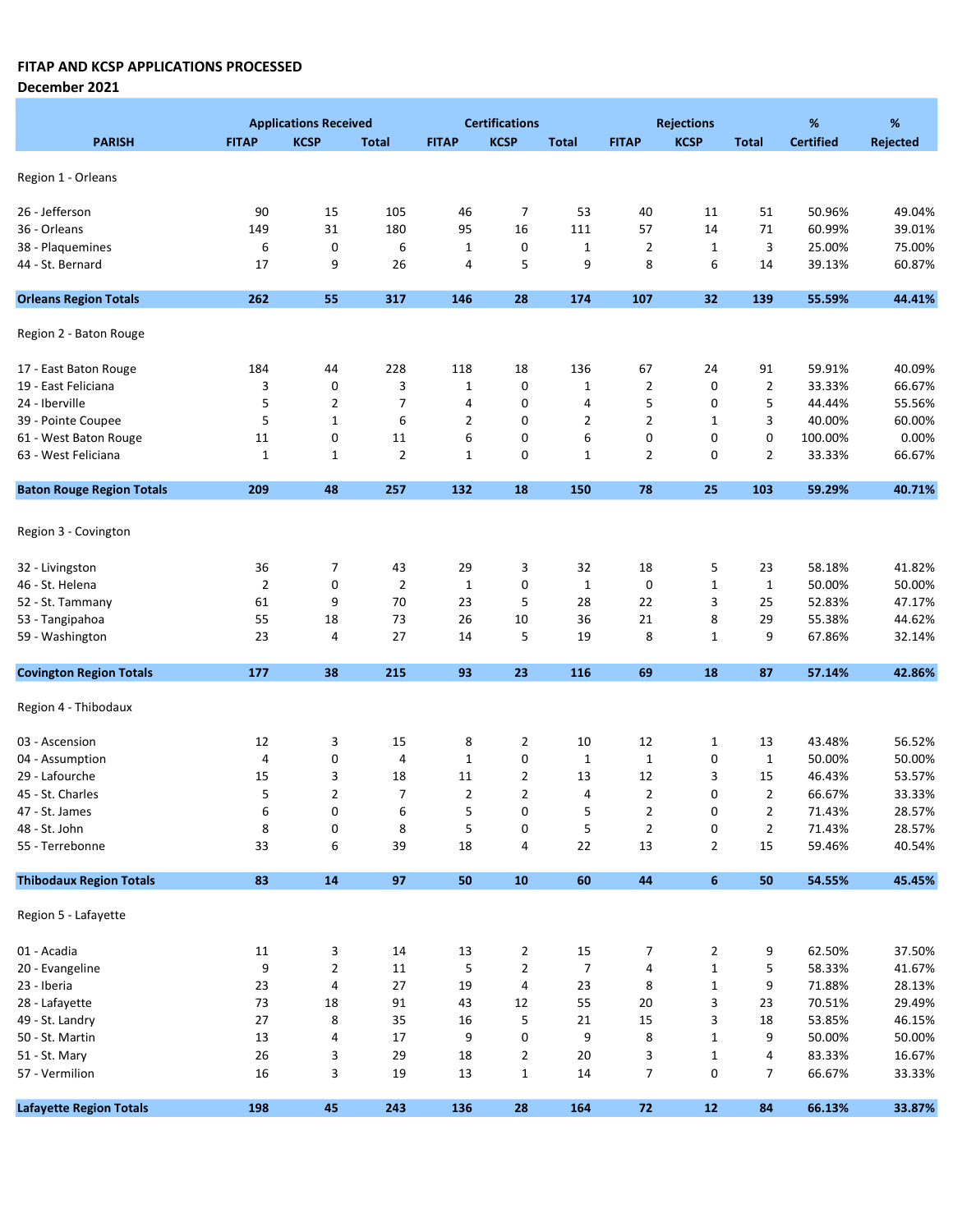**FITAP AND KCSP APPLICATIONS PROCESSED**
**December 2021**

| PARISH | Applications Received | | | Certifications | | | Rejections | | | % | % |
|---|---|---|---|---|---|---|---|---|---|---|---|
| | FITAP | KCSP | Total | FITAP | KCSP | Total | FITAP | KCSP | Total | Certified | Rejected |
| Region 1 - Orleans | | | | | | | | | | | |
| 26 - Jefferson | 90 | 15 | 105 | 46 | 7 | 53 | 40 | 11 | 51 | 50.96% | 49.04% |
| 36 - Orleans | 149 | 31 | 180 | 95 | 16 | 111 | 57 | 14 | 71 | 60.99% | 39.01% |
| 38 - Plaquemines | 6 | 0 | 6 | 1 | 0 | 1 | 2 | 1 | 3 | 25.00% | 75.00% |
| 44 - St. Bernard | 17 | 9 | 26 | 4 | 5 | 9 | 8 | 6 | 14 | 39.13% | 60.87% |
| **Orleans Region Totals** | **262** | **55** | **317** | **146** | **28** | **174** | **107** | **32** | **139** | **55.59%** | **44.41%** |
| Region 2 - Baton Rouge | | | | | | | | | | | |
| 17 - East Baton Rouge | 184 | 44 | 228 | 118 | 18 | 136 | 67 | 24 | 91 | 59.91% | 40.09% |
| 19 - East Feliciana | 3 | 0 | 3 | 1 | 0 | 1 | 2 | 0 | 2 | 33.33% | 66.67% |
| 24 - Iberville | 5 | 2 | 7 | 4 | 0 | 4 | 5 | 0 | 5 | 44.44% | 55.56% |
| 39 - Pointe Coupee | 5 | 1 | 6 | 2 | 0 | 2 | 2 | 1 | 3 | 40.00% | 60.00% |
| 61 - West Baton Rouge | 11 | 0 | 11 | 6 | 0 | 6 | 0 | 0 | 0 | 100.00% | 0.00% |
| 63 - West Feliciana | 1 | 1 | 2 | 1 | 0 | 1 | 2 | 0 | 2 | 33.33% | 66.67% |
| **Baton Rouge Region Totals** | **209** | **48** | **257** | **132** | **18** | **150** | **78** | **25** | **103** | **59.29%** | **40.71%** |
| Region 3 - Covington | | | | | | | | | | | |
| 32 - Livingston | 36 | 7 | 43 | 29 | 3 | 32 | 18 | 5 | 23 | 58.18% | 41.82% |
| 46 - St. Helena | 2 | 0 | 2 | 1 | 0 | 1 | 0 | 1 | 1 | 50.00% | 50.00% |
| 52 - St. Tammany | 61 | 9 | 70 | 23 | 5 | 28 | 22 | 3 | 25 | 52.83% | 47.17% |
| 53 - Tangipahoa | 55 | 18 | 73 | 26 | 10 | 36 | 21 | 8 | 29 | 55.38% | 44.62% |
| 59 - Washington | 23 | 4 | 27 | 14 | 5 | 19 | 8 | 1 | 9 | 67.86% | 32.14% |
| **Covington Region Totals** | **177** | **38** | **215** | **93** | **23** | **116** | **69** | **18** | **87** | **57.14%** | **42.86%** |
| Region 4 - Thibodaux | | | | | | | | | | | |
| 03 - Ascension | 12 | 3 | 15 | 8 | 2 | 10 | 12 | 1 | 13 | 43.48% | 56.52% |
| 04 - Assumption | 4 | 0 | 4 | 1 | 0 | 1 | 1 | 0 | 1 | 50.00% | 50.00% |
| 29 - Lafourche | 15 | 3 | 18 | 11 | 2 | 13 | 12 | 3 | 15 | 46.43% | 53.57% |
| 45 - St. Charles | 5 | 2 | 7 | 2 | 2 | 4 | 2 | 0 | 2 | 66.67% | 33.33% |
| 47 - St. James | 6 | 0 | 6 | 5 | 0 | 5 | 2 | 0 | 2 | 71.43% | 28.57% |
| 48 - St. John | 8 | 0 | 8 | 5 | 0 | 5 | 2 | 0 | 2 | 71.43% | 28.57% |
| 55 - Terrebonne | 33 | 6 | 39 | 18 | 4 | 22 | 13 | 2 | 15 | 59.46% | 40.54% |
| **Thibodaux Region Totals** | **83** | **14** | **97** | **50** | **10** | **60** | **44** | **6** | **50** | **54.55%** | **45.45%** |
| Region 5 - Lafayette | | | | | | | | | | | |
| 01 - Acadia | 11 | 3 | 14 | 13 | 2 | 15 | 7 | 2 | 9 | 62.50% | 37.50% |
| 20 - Evangeline | 9 | 2 | 11 | 5 | 2 | 7 | 4 | 1 | 5 | 58.33% | 41.67% |
| 23 - Iberia | 23 | 4 | 27 | 19 | 4 | 23 | 8 | 1 | 9 | 71.88% | 28.13% |
| 28 - Lafayette | 73 | 18 | 91 | 43 | 12 | 55 | 20 | 3 | 23 | 70.51% | 29.49% |
| 49 - St. Landry | 27 | 8 | 35 | 16 | 5 | 21 | 15 | 3 | 18 | 53.85% | 46.15% |
| 50 - St. Martin | 13 | 4 | 17 | 9 | 0 | 9 | 8 | 1 | 9 | 50.00% | 50.00% |
| 51 - St. Mary | 26 | 3 | 29 | 18 | 2 | 20 | 3 | 1 | 4 | 83.33% | 16.67% |
| 57 - Vermilion | 16 | 3 | 19 | 13 | 1 | 14 | 7 | 0 | 7 | 66.67% | 33.33% |
| **Lafayette Region Totals** | **198** | **45** | **243** | **136** | **28** | **164** | **72** | **12** | **84** | **66.13%** | **33.87%** |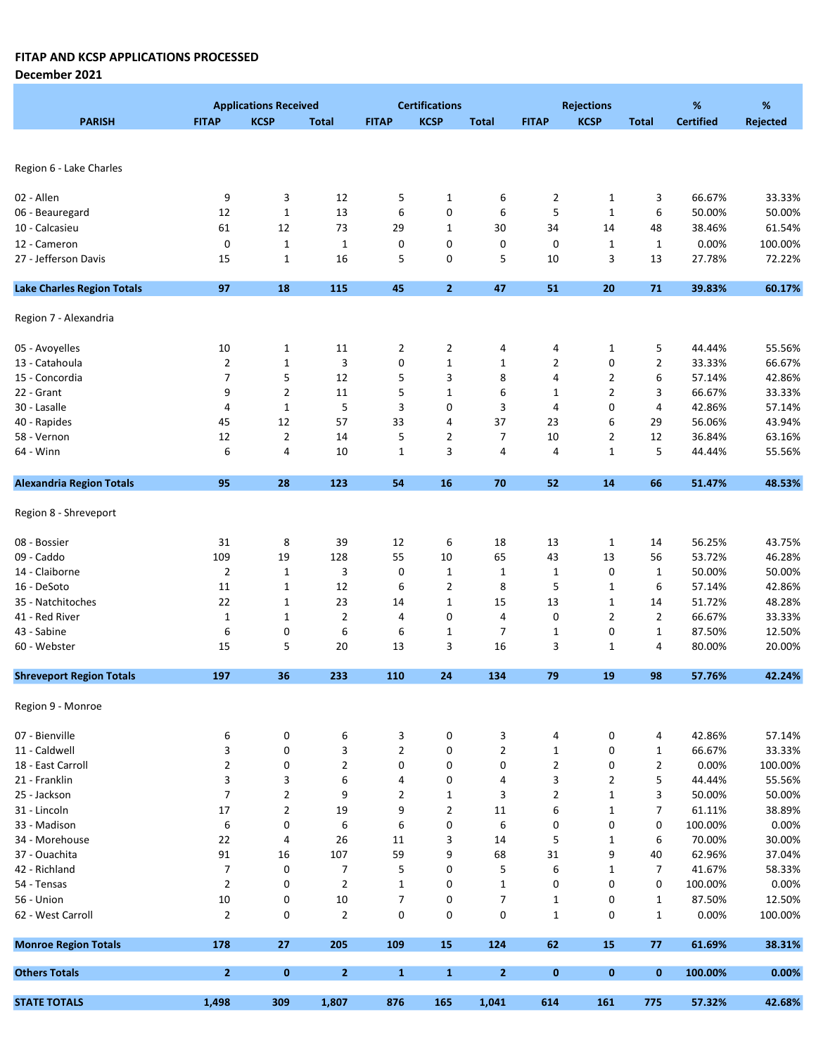**FITAP AND KCSP APPLICATIONS PROCESSED**
**December 2021**

| PARISH | Applications Received | | | Certifications | | | Rejections | | | % | % |
|---|---|---|---|---|---|---|---|---|---|---|---|
| | FITAP | KCSP | Total | FITAP | KCSP | Total | FITAP | KCSP | Total | Certified | Rejected |
| Region 6 - Lake Charles | | | | | | | | | | | |
| 02 - Allen | 9 | 3 | 12 | 5 | 1 | 6 | 2 | 1 | 3 | 66.67% | 33.33% |
| 06 - Beauregard | 12 | 1 | 13 | 6 | 0 | 6 | 5 | 1 | 6 | 50.00% | 50.00% |
| 10 - Calcasieu | 61 | 12 | 73 | 29 | 1 | 30 | 34 | 14 | 48 | 38.46% | 61.54% |
| 12 - Cameron | 0 | 1 | 1 | 0 | 0 | 0 | 0 | 1 | 1 | 0.00% | 100.00% |
| 27 - Jefferson Davis | 15 | 1 | 16 | 5 | 0 | 5 | 10 | 3 | 13 | 27.78% | 72.22% |
| **Lake Charles Region Totals** | **97** | **18** | **115** | **45** | **2** | **47** | **51** | **20** | **71** | **39.83%** | **60.17%** |
| Region 7 - Alexandria | | | | | | | | | | | |
| 05 - Avoyelles | 10 | 1 | 11 | 2 | 2 | 4 | 4 | 1 | 5 | 44.44% | 55.56% |
| 13 - Catahoula | 2 | 1 | 3 | 0 | 1 | 1 | 2 | 0 | 2 | 33.33% | 66.67% |
| 15 - Concordia | 7 | 5 | 12 | 5 | 3 | 8 | 4 | 2 | 6 | 57.14% | 42.86% |
| 22 - Grant | 9 | 2 | 11 | 5 | 1 | 6 | 1 | 2 | 3 | 66.67% | 33.33% |
| 30 - Lasalle | 4 | 1 | 5 | 3 | 0 | 3 | 4 | 0 | 4 | 42.86% | 57.14% |
| 40 - Rapides | 45 | 12 | 57 | 33 | 4 | 37 | 23 | 6 | 29 | 56.06% | 43.94% |
| 58 - Vernon | 12 | 2 | 14 | 5 | 2 | 7 | 10 | 2 | 12 | 36.84% | 63.16% |
| 64 - Winn | 6 | 4 | 10 | 1 | 3 | 4 | 4 | 1 | 5 | 44.44% | 55.56% |
| **Alexandria Region Totals** | **95** | **28** | **123** | **54** | **16** | **70** | **52** | **14** | **66** | **51.47%** | **48.53%** |
| Region 8 - Shreveport | | | | | | | | | | | |
| 08 - Bossier | 31 | 8 | 39 | 12 | 6 | 18 | 13 | 1 | 14 | 56.25% | 43.75% |
| 09 - Caddo | 109 | 19 | 128 | 55 | 10 | 65 | 43 | 13 | 56 | 53.72% | 46.28% |
| 14 - Claiborne | 2 | 1 | 3 | 0 | 1 | 1 | 1 | 0 | 1 | 50.00% | 50.00% |
| 16 - DeSoto | 11 | 1 | 12 | 6 | 2 | 8 | 5 | 1 | 6 | 57.14% | 42.86% |
| 35 - Natchitoches | 22 | 1 | 23 | 14 | 1 | 15 | 13 | 1 | 14 | 51.72% | 48.28% |
| 41 - Red River | 1 | 1 | 2 | 4 | 0 | 4 | 0 | 2 | 2 | 66.67% | 33.33% |
| 43 - Sabine | 6 | 0 | 6 | 6 | 1 | 7 | 1 | 0 | 1 | 87.50% | 12.50% |
| 60 - Webster | 15 | 5 | 20 | 13 | 3 | 16 | 3 | 1 | 4 | 80.00% | 20.00% |
| **Shreveport Region Totals** | **197** | **36** | **233** | **110** | **24** | **134** | **79** | **19** | **98** | **57.76%** | **42.24%** |
| Region 9 - Monroe | | | | | | | | | | | |
| 07 - Bienville | 6 | 0 | 6 | 3 | 0 | 3 | 4 | 0 | 4 | 42.86% | 57.14% |
| 11 - Caldwell | 3 | 0 | 3 | 2 | 0 | 2 | 1 | 0 | 1 | 66.67% | 33.33% |
| 18 - East Carroll | 2 | 0 | 2 | 0 | 0 | 0 | 2 | 0 | 2 | 0.00% | 100.00% |
| 21 - Franklin | 3 | 3 | 6 | 4 | 0 | 4 | 3 | 2 | 5 | 44.44% | 55.56% |
| 25 - Jackson | 7 | 2 | 9 | 2 | 1 | 3 | 2 | 1 | 3 | 50.00% | 50.00% |
| 31 - Lincoln | 17 | 2 | 19 | 9 | 2 | 11 | 6 | 1 | 7 | 61.11% | 38.89% |
| 33 - Madison | 6 | 0 | 6 | 6 | 0 | 6 | 0 | 0 | 0 | 100.00% | 0.00% |
| 34 - Morehouse | 22 | 4 | 26 | 11 | 3 | 14 | 5 | 1 | 6 | 70.00% | 30.00% |
| 37 - Ouachita | 91 | 16 | 107 | 59 | 9 | 68 | 31 | 9 | 40 | 62.96% | 37.04% |
| 42 - Richland | 7 | 0 | 7 | 5 | 0 | 5 | 6 | 1 | 7 | 41.67% | 58.33% |
| 54 - Tensas | 2 | 0 | 2 | 1 | 0 | 1 | 0 | 0 | 0 | 100.00% | 0.00% |
| 56 - Union | 10 | 0 | 10 | 7 | 0 | 7 | 1 | 0 | 1 | 87.50% | 12.50% |
| 62 - West Carroll | 2 | 0 | 2 | 0 | 0 | 0 | 1 | 0 | 1 | 0.00% | 100.00% |
| **Monroe Region Totals** | **178** | **27** | **205** | **109** | **15** | **124** | **62** | **15** | **77** | **61.69%** | **38.31%** |
| **Others Totals** | **2** | **0** | **2** | **1** | **1** | **2** | **0** | **0** | **0** | **100.00%** | **0.00%** |
| **STATE TOTALS** | **1,498** | **309** | **1,807** | **876** | **165** | **1,041** | **614** | **161** | **775** | **57.32%** | **42.68%** |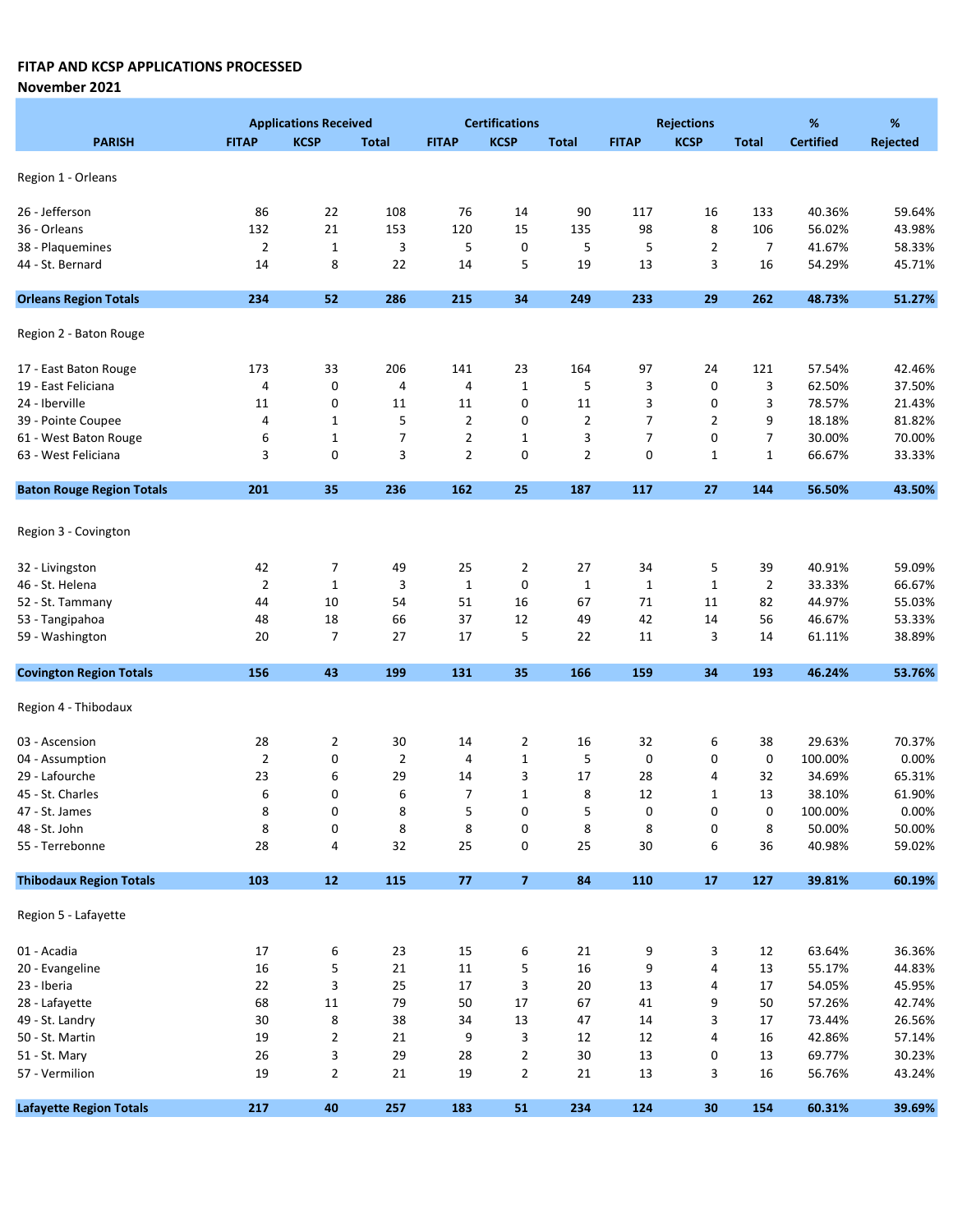**FITAP AND KCSP APPLICATIONS PROCESSED**
**November 2021**

| PARISH | Applications Received | | | Certifications | | | Rejections | | | % | % |
|---|---|---|---|---|---|---|---|---|---|---|---|
| | FITAP | KCSP | Total | FITAP | KCSP | Total | FITAP | KCSP | Total | Certified | Rejected |
| Region 1 - Orleans | | | | | | | | | | | |
| 26 - Jefferson | 86 | 22 | 108 | 76 | 14 | 90 | 117 | 16 | 133 | 40.36% | 59.64% |
| 36 - Orleans | 132 | 21 | 153 | 120 | 15 | 135 | 98 | 8 | 106 | 56.02% | 43.98% |
| 38 - Plaquemines | 2 | 1 | 3 | 5 | 0 | 5 | 5 | 2 | 7 | 41.67% | 58.33% |
| 44 - St. Bernard | 14 | 8 | 22 | 14 | 5 | 19 | 13 | 3 | 16 | 54.29% | 45.71% |
| **Orleans Region Totals** | **234** | **52** | **286** | **215** | **34** | **249** | **233** | **29** | **262** | **48.73%** | **51.27%** |
| Region 2 - Baton Rouge | | | | | | | | | | | |
| 17 - East Baton Rouge | 173 | 33 | 206 | 141 | 23 | 164 | 97 | 24 | 121 | 57.54% | 42.46% |
| 19 - East Feliciana | 4 | 0 | 4 | 4 | 1 | 5 | 3 | 0 | 3 | 62.50% | 37.50% |
| 24 - Iberville | 11 | 0 | 11 | 11 | 0 | 11 | 3 | 0 | 3 | 78.57% | 21.43% |
| 39 - Pointe Coupee | 4 | 1 | 5 | 2 | 0 | 2 | 7 | 2 | 9 | 18.18% | 81.82% |
| 61 - West Baton Rouge | 6 | 1 | 7 | 2 | 1 | 3 | 7 | 0 | 7 | 30.00% | 70.00% |
| 63 - West Feliciana | 3 | 0 | 3 | 2 | 0 | 2 | 0 | 1 | 1 | 66.67% | 33.33% |
| **Baton Rouge Region Totals** | **201** | **35** | **236** | **162** | **25** | **187** | **117** | **27** | **144** | **56.50%** | **43.50%** |
| Region 3 - Covington | | | | | | | | | | | |
| 32 - Livingston | 42 | 7 | 49 | 25 | 2 | 27 | 34 | 5 | 39 | 40.91% | 59.09% |
| 46 - St. Helena | 2 | 1 | 3 | 1 | 0 | 1 | 1 | 1 | 2 | 33.33% | 66.67% |
| 52 - St. Tammany | 44 | 10 | 54 | 51 | 16 | 67 | 71 | 11 | 82 | 44.97% | 55.03% |
| 53 - Tangipahoa | 48 | 18 | 66 | 37 | 12 | 49 | 42 | 14 | 56 | 46.67% | 53.33% |
| 59 - Washington | 20 | 7 | 27 | 17 | 5 | 22 | 11 | 3 | 14 | 61.11% | 38.89% |
| **Covington Region Totals** | **156** | **43** | **199** | **131** | **35** | **166** | **159** | **34** | **193** | **46.24%** | **53.76%** |
| Region 4 - Thibodaux | | | | | | | | | | | |
| 03 - Ascension | 28 | 2 | 30 | 14 | 2 | 16 | 32 | 6 | 38 | 29.63% | 70.37% |
| 04 - Assumption | 2 | 0 | 2 | 4 | 1 | 5 | 0 | 0 | 0 | 100.00% | 0.00% |
| 29 - Lafourche | 23 | 6 | 29 | 14 | 3 | 17 | 28 | 4 | 32 | 34.69% | 65.31% |
| 45 - St. Charles | 6 | 0 | 6 | 7 | 1 | 8 | 12 | 1 | 13 | 38.10% | 61.90% |
| 47 - St. James | 8 | 0 | 8 | 5 | 0 | 5 | 0 | 0 | 0 | 100.00% | 0.00% |
| 48 - St. John | 8 | 0 | 8 | 8 | 0 | 8 | 8 | 0 | 8 | 50.00% | 50.00% |
| 55 - Terrebonne | 28 | 4 | 32 | 25 | 0 | 25 | 30 | 6 | 36 | 40.98% | 59.02% |
| **Thibodaux Region Totals** | **103** | **12** | **115** | **77** | **7** | **84** | **110** | **17** | **127** | **39.81%** | **60.19%** |
| Region 5 - Lafayette | | | | | | | | | | | |
| 01 - Acadia | 17 | 6 | 23 | 15 | 6 | 21 | 9 | 3 | 12 | 63.64% | 36.36% |
| 20 - Evangeline | 16 | 5 | 21 | 11 | 5 | 16 | 9 | 4 | 13 | 55.17% | 44.83% |
| 23 - Iberia | 22 | 3 | 25 | 17 | 3 | 20 | 13 | 4 | 17 | 54.05% | 45.95% |
| 28 - Lafayette | 68 | 11 | 79 | 50 | 17 | 67 | 41 | 9 | 50 | 57.26% | 42.74% |
| 49 - St. Landry | 30 | 8 | 38 | 34 | 13 | 47 | 14 | 3 | 17 | 73.44% | 26.56% |
| 50 - St. Martin | 19 | 2 | 21 | 9 | 3 | 12 | 12 | 4 | 16 | 42.86% | 57.14% |
| 51 - St. Mary | 26 | 3 | 29 | 28 | 2 | 30 | 13 | 0 | 13 | 69.77% | 30.23% |
| 57 - Vermilion | 19 | 2 | 21 | 19 | 2 | 21 | 13 | 3 | 16 | 56.76% | 43.24% |
| **Lafayette Region Totals** | **217** | **40** | **257** | **183** | **51** | **234** | **124** | **30** | **154** | **60.31%** | **39.69%** |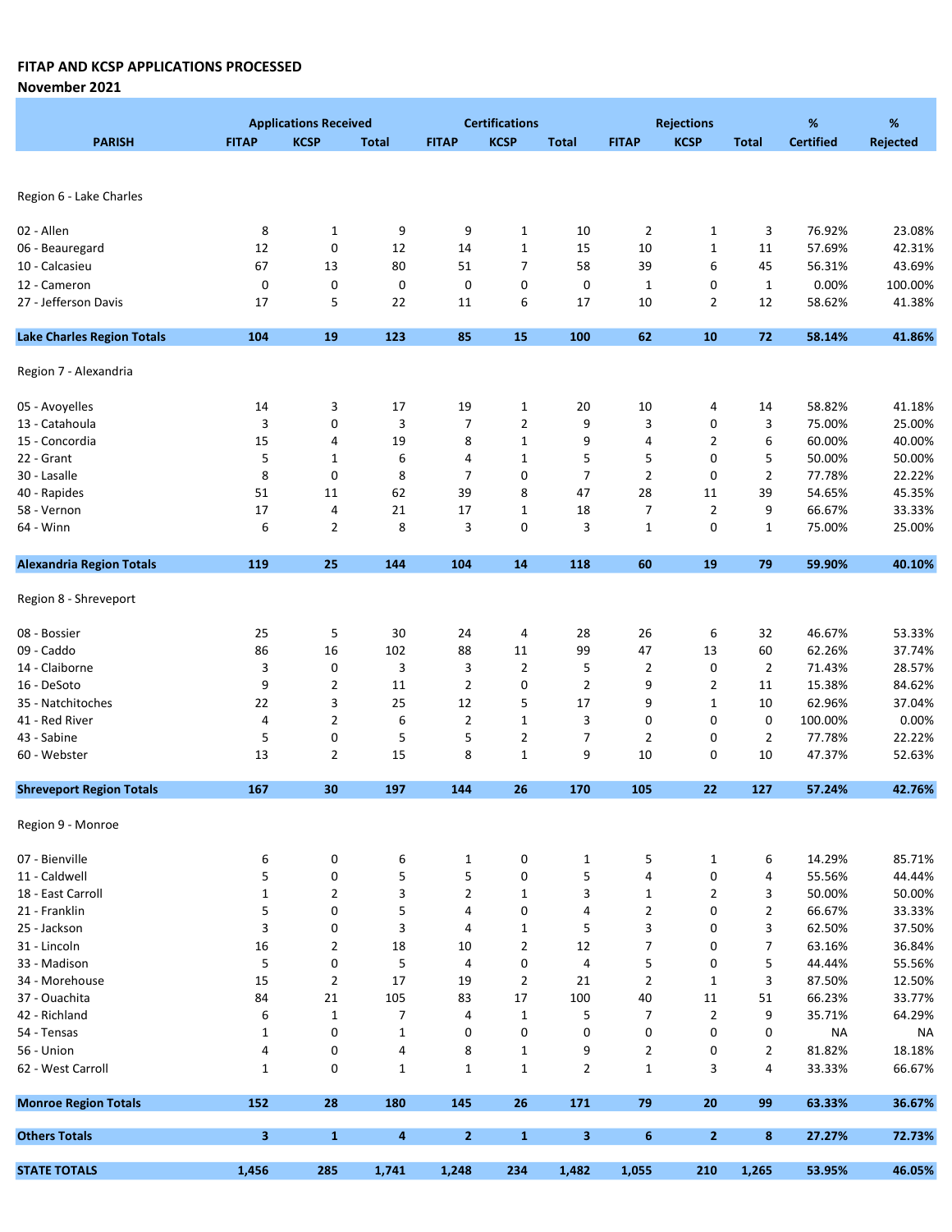**FITAP AND KCSP APPLICATIONS PROCESSED**

**November 2021**

| PARISH | Applications Received | | | Certifications | | | Rejections | | | % | % |
|---|---|---|---|---|---|---|---|---|---|---|---|
| | FITAP | KCSP | Total | FITAP | KCSP | Total | FITAP | KCSP | Total | Certified | Rejected |
| Region 6 - Lake Charles | | | | | | | | | | | |
| 02 - Allen | 8 | 1 | 9 | 9 | 1 | 10 | 2 | 1 | 3 | 76.92% | 23.08% |
| 06 - Beauregard | 12 | 0 | 12 | 14 | 1 | 15 | 10 | 1 | 11 | 57.69% | 42.31% |
| 10 - Calcasieu | 67 | 13 | 80 | 51 | 7 | 58 | 39 | 6 | 45 | 56.31% | 43.69% |
| 12 - Cameron | 0 | 0 | 0 | 0 | 0 | 0 | 1 | 0 | 1 | 0.00% | 100.00% |
| 27 - Jefferson Davis | 17 | 5 | 22 | 11 | 6 | 17 | 10 | 2 | 12 | 58.62% | 41.38% |
| **Lake Charles Region Totals** | **104** | **19** | **123** | **85** | **15** | **100** | **62** | **10** | **72** | **58.14%** | **41.86%** |
| Region 7 - Alexandria | | | | | | | | | | | |
| 05 - Avoyelles | 14 | 3 | 17 | 19 | 1 | 20 | 10 | 4 | 14 | 58.82% | 41.18% |
| 13 - Catahoula | 3 | 0 | 3 | 7 | 2 | 9 | 3 | 0 | 3 | 75.00% | 25.00% |
| 15 - Concordia | 15 | 4 | 19 | 8 | 1 | 9 | 4 | 2 | 6 | 60.00% | 40.00% |
| 22 - Grant | 5 | 1 | 6 | 4 | 1 | 5 | 5 | 0 | 5 | 50.00% | 50.00% |
| 30 - Lasalle | 8 | 0 | 8 | 7 | 0 | 7 | 2 | 0 | 2 | 77.78% | 22.22% |
| 40 - Rapides | 51 | 11 | 62 | 39 | 8 | 47 | 28 | 11 | 39 | 54.65% | 45.35% |
| 58 - Vernon | 17 | 4 | 21 | 17 | 1 | 18 | 7 | 2 | 9 | 66.67% | 33.33% |
| 64 - Winn | 6 | 2 | 8 | 3 | 0 | 3 | 1 | 0 | 1 | 75.00% | 25.00% |
| **Alexandria Region Totals** | **119** | **25** | **144** | **104** | **14** | **118** | **60** | **19** | **79** | **59.90%** | **40.10%** |
| Region 8 - Shreveport | | | | | | | | | | | |
| 08 - Bossier | 25 | 5 | 30 | 24 | 4 | 28 | 26 | 6 | 32 | 46.67% | 53.33% |
| 09 - Caddo | 86 | 16 | 102 | 88 | 11 | 99 | 47 | 13 | 60 | 62.26% | 37.74% |
| 14 - Claiborne | 3 | 0 | 3 | 3 | 2 | 5 | 2 | 0 | 2 | 71.43% | 28.57% |
| 16 - DeSoto | 9 | 2 | 11 | 2 | 0 | 2 | 9 | 2 | 11 | 15.38% | 84.62% |
| 35 - Natchitoches | 22 | 3 | 25 | 12 | 5 | 17 | 9 | 1 | 10 | 62.96% | 37.04% |
| 41 - Red River | 4 | 2 | 6 | 2 | 1 | 3 | 0 | 0 | 0 | 100.00% | 0.00% |
| 43 - Sabine | 5 | 0 | 5 | 5 | 2 | 7 | 2 | 0 | 2 | 77.78% | 22.22% |
| 60 - Webster | 13 | 2 | 15 | 8 | 1 | 9 | 10 | 0 | 10 | 47.37% | 52.63% |
| **Shreveport Region Totals** | **167** | **30** | **197** | **144** | **26** | **170** | **105** | **22** | **127** | **57.24%** | **42.76%** |
| Region 9 - Monroe | | | | | | | | | | | |
| 07 - Bienville | 6 | 0 | 6 | 1 | 0 | 1 | 5 | 1 | 6 | 14.29% | 85.71% |
| 11 - Caldwell | 5 | 0 | 5 | 5 | 0 | 5 | 4 | 0 | 4 | 55.56% | 44.44% |
| 18 - East Carroll | 1 | 2 | 3 | 2 | 1 | 3 | 1 | 2 | 3 | 50.00% | 50.00% |
| 21 - Franklin | 5 | 0 | 5 | 4 | 0 | 4 | 2 | 0 | 2 | 66.67% | 33.33% |
| 25 - Jackson | 3 | 0 | 3 | 4 | 1 | 5 | 3 | 0 | 3 | 62.50% | 37.50% |
| 31 - Lincoln | 16 | 2 | 18 | 10 | 2 | 12 | 7 | 0 | 7 | 63.16% | 36.84% |
| 33 - Madison | 5 | 0 | 5 | 4 | 0 | 4 | 5 | 0 | 5 | 44.44% | 55.56% |
| 34 - Morehouse | 15 | 2 | 17 | 19 | 2 | 21 | 2 | 1 | 3 | 87.50% | 12.50% |
| 37 - Ouachita | 84 | 21 | 105 | 83 | 17 | 100 | 40 | 11 | 51 | 66.23% | 33.77% |
| 42 - Richland | 6 | 1 | 7 | 4 | 1 | 5 | 7 | 2 | 9 | 35.71% | 64.29% |
| 54 - Tensas | 1 | 0 | 1 | 0 | 0 | 0 | 0 | 0 | 0 | NA | NA |
| 56 - Union | 4 | 0 | 4 | 8 | 1 | 9 | 2 | 0 | 2 | 81.82% | 18.18% |
| 62 - West Carroll | 1 | 0 | 1 | 1 | 1 | 2 | 1 | 3 | 4 | 33.33% | 66.67% |
| **Monroe Region Totals** | **152** | **28** | **180** | **145** | **26** | **171** | **79** | **20** | **99** | **63.33%** | **36.67%** |
| **Others Totals** | **3** | **1** | **4** | **2** | **1** | **3** | **6** | **2** | **8** | **27.27%** | **72.73%** |
| **STATE TOTALS** | **1,456** | **285** | **1,741** | **1,248** | **234** | **1,482** | **1,055** | **210** | **1,265** | **53.95%** | **46.05%** |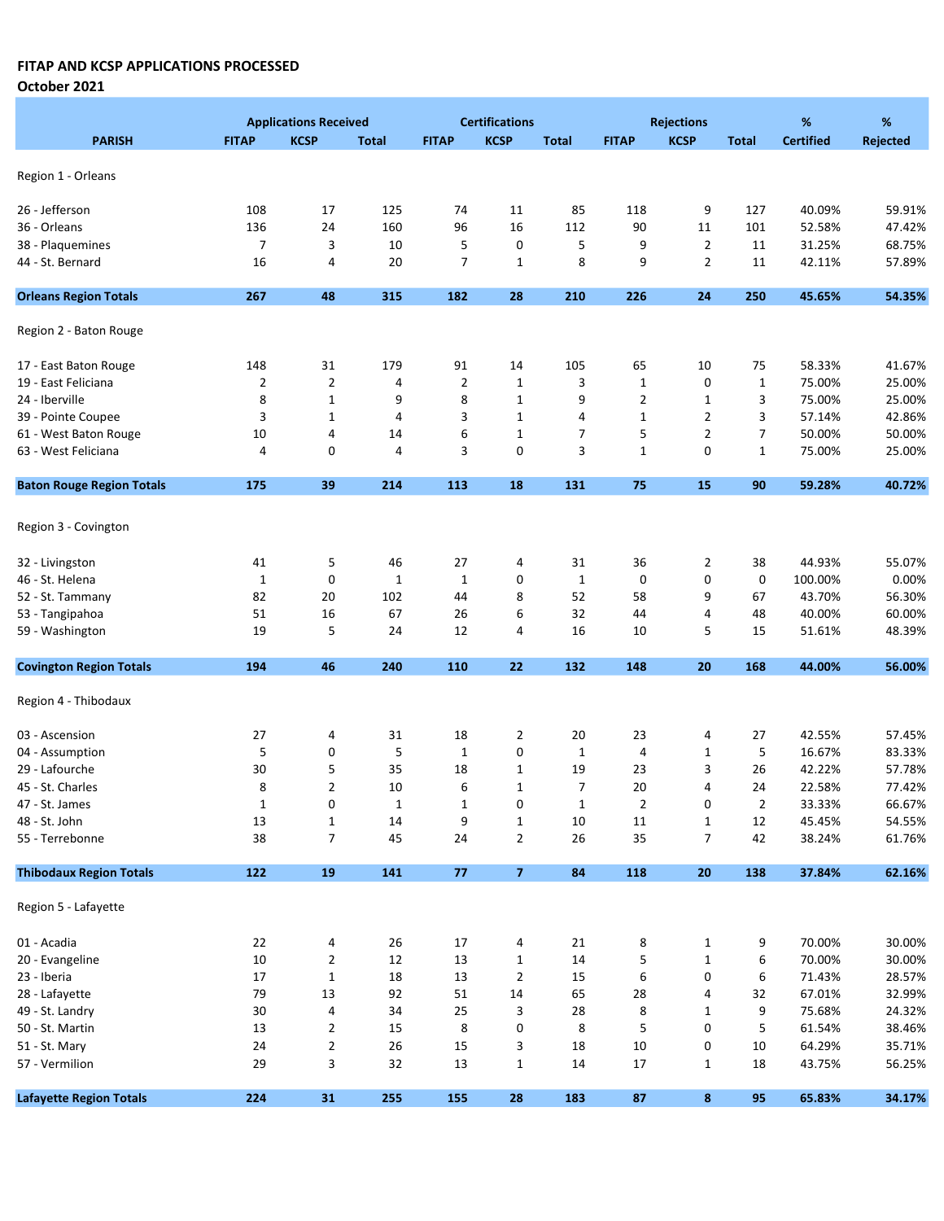**FITAP AND KCSP APPLICATIONS PROCESSED**

**October 2021**

| PARISH | Applications Received | | | Certifications | | | Rejections | | | % | % |
|---|---|---|---|---|---|---|---|---|---|---|---|
| | FITAP | KCSP | Total | FITAP | KCSP | Total | FITAP | KCSP | Total | Certified | Rejected |
| Region 1 - Orleans | | | | | | | | | | | |
| 26 - Jefferson | 108 | 17 | 125 | 74 | 11 | 85 | 118 | 9 | 127 | 40.09% | 59.91% |
| 36 - Orleans | 136 | 24 | 160 | 96 | 16 | 112 | 90 | 11 | 101 | 52.58% | 47.42% |
| 38 - Plaquemines | 7 | 3 | 10 | 5 | 0 | 5 | 9 | 2 | 11 | 31.25% | 68.75% |
| 44 - St. Bernard | 16 | 4 | 20 | 7 | 1 | 8 | 9 | 2 | 11 | 42.11% | 57.89% |
| **Orleans Region Totals** | **267** | **48** | **315** | **182** | **28** | **210** | **226** | **24** | **250** | **45.65%** | **54.35%** |
| Region 2 - Baton Rouge | | | | | | | | | | | |
| 17 - East Baton Rouge | 148 | 31 | 179 | 91 | 14 | 105 | 65 | 10 | 75 | 58.33% | 41.67% |
| 19 - East Feliciana | 2 | 2 | 4 | 2 | 1 | 3 | 1 | 0 | 1 | 75.00% | 25.00% |
| 24 - Iberville | 8 | 1 | 9 | 8 | 1 | 9 | 2 | 1 | 3 | 75.00% | 25.00% |
| 39 - Pointe Coupee | 3 | 1 | 4 | 3 | 1 | 4 | 1 | 2 | 3 | 57.14% | 42.86% |
| 61 - West Baton Rouge | 10 | 4 | 14 | 6 | 1 | 7 | 5 | 2 | 7 | 50.00% | 50.00% |
| 63 - West Feliciana | 4 | 0 | 4 | 3 | 0 | 3 | 1 | 0 | 1 | 75.00% | 25.00% |
| **Baton Rouge Region Totals** | **175** | **39** | **214** | **113** | **18** | **131** | **75** | **15** | **90** | **59.28%** | **40.72%** |
| Region 3 - Covington | | | | | | | | | | | |
| 32 - Livingston | 41 | 5 | 46 | 27 | 4 | 31 | 36 | 2 | 38 | 44.93% | 55.07% |
| 46 - St. Helena | 1 | 0 | 1 | 1 | 0 | 1 | 0 | 0 | 0 | 100.00% | 0.00% |
| 52 - St. Tammany | 82 | 20 | 102 | 44 | 8 | 52 | 58 | 9 | 67 | 43.70% | 56.30% |
| 53 - Tangipahoa | 51 | 16 | 67 | 26 | 6 | 32 | 44 | 4 | 48 | 40.00% | 60.00% |
| 59 - Washington | 19 | 5 | 24 | 12 | 4 | 16 | 10 | 5 | 15 | 51.61% | 48.39% |
| **Covington Region Totals** | **194** | **46** | **240** | **110** | **22** | **132** | **148** | **20** | **168** | **44.00%** | **56.00%** |
| Region 4 - Thibodaux | | | | | | | | | | | |
| 03 - Ascension | 27 | 4 | 31 | 18 | 2 | 20 | 23 | 4 | 27 | 42.55% | 57.45% |
| 04 - Assumption | 5 | 0 | 5 | 1 | 0 | 1 | 4 | 1 | 5 | 16.67% | 83.33% |
| 29 - Lafourche | 30 | 5 | 35 | 18 | 1 | 19 | 23 | 3 | 26 | 42.22% | 57.78% |
| 45 - St. Charles | 8 | 2 | 10 | 6 | 1 | 7 | 20 | 4 | 24 | 22.58% | 77.42% |
| 47 - St. James | 1 | 0 | 1 | 1 | 0 | 1 | 2 | 0 | 2 | 33.33% | 66.67% |
| 48 - St. John | 13 | 1 | 14 | 9 | 1 | 10 | 11 | 1 | 12 | 45.45% | 54.55% |
| 55 - Terrebonne | 38 | 7 | 45 | 24 | 2 | 26 | 35 | 7 | 42 | 38.24% | 61.76% |
| **Thibodaux Region Totals** | **122** | **19** | **141** | **77** | **7** | **84** | **118** | **20** | **138** | **37.84%** | **62.16%** |
| Region 5 - Lafayette | | | | | | | | | | | |
| 01 - Acadia | 22 | 4 | 26 | 17 | 4 | 21 | 8 | 1 | 9 | 70.00% | 30.00% |
| 20 - Evangeline | 10 | 2 | 12 | 13 | 1 | 14 | 5 | 1 | 6 | 70.00% | 30.00% |
| 23 - Iberia | 17 | 1 | 18 | 13 | 2 | 15 | 6 | 0 | 6 | 71.43% | 28.57% |
| 28 - Lafayette | 79 | 13 | 92 | 51 | 14 | 65 | 28 | 4 | 32 | 67.01% | 32.99% |
| 49 - St. Landry | 30 | 4 | 34 | 25 | 3 | 28 | 8 | 1 | 9 | 75.68% | 24.32% |
| 50 - St. Martin | 13 | 2 | 15 | 8 | 0 | 8 | 5 | 0 | 5 | 61.54% | 38.46% |
| 51 - St. Mary | 24 | 2 | 26 | 15 | 3 | 18 | 10 | 0 | 10 | 64.29% | 35.71% |
| 57 - Vermilion | 29 | 3 | 32 | 13 | 1 | 14 | 17 | 1 | 18 | 43.75% | 56.25% |
| **Lafayette Region Totals** | **224** | **31** | **255** | **155** | **28** | **183** | **87** | **8** | **95** | **65.83%** | **34.17%** |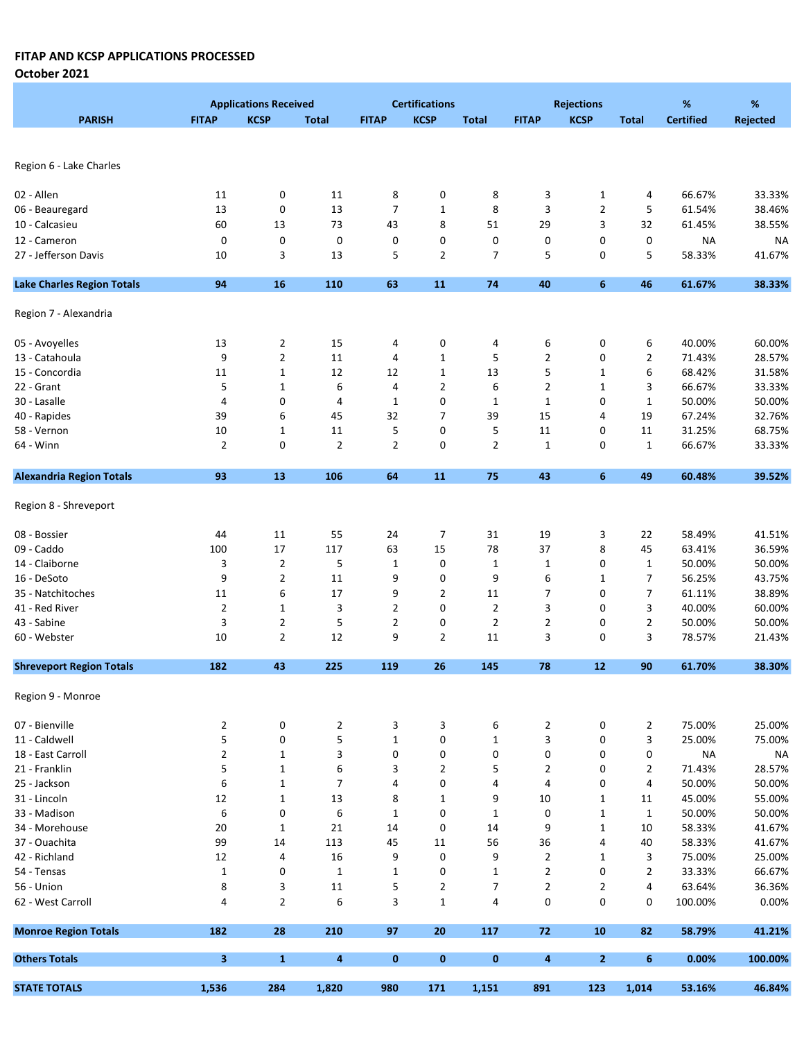**FITAP AND KCSP APPLICATIONS PROCESSED**

**October 2021**

| PARISH | Applications Received | | | Certifications | | | Rejections | | | % | % |
|---|---|---|---|---|---|---|---|---|---|---|---|
| | FITAP | KCSP | Total | FITAP | KCSP | Total | FITAP | KCSP | Total | Certified | Rejected |
| Region 6 - Lake Charles | | | | | | | | | | | |
| 02 - Allen | 11 | 0 | 11 | 8 | 0 | 8 | 3 | 1 | 4 | 66.67% | 33.33% |
| 06 - Beauregard | 13 | 0 | 13 | 7 | 1 | 8 | 3 | 2 | 5 | 61.54% | 38.46% |
| 10 - Calcasieu | 60 | 13 | 73 | 43 | 8 | 51 | 29 | 3 | 32 | 61.45% | 38.55% |
| 12 - Cameron | 0 | 0 | 0 | 0 | 0 | 0 | 0 | 0 | 0 | NA | NA |
| 27 - Jefferson Davis | 10 | 3 | 13 | 5 | 2 | 7 | 5 | 0 | 5 | 58.33% | 41.67% |
| **Lake Charles Region Totals** | **94** | **16** | **110** | **63** | **11** | **74** | **40** | **6** | **46** | **61.67%** | **38.33%** |
| Region 7 - Alexandria | | | | | | | | | | | |
| 05 - Avoyelles | 13 | 2 | 15 | 4 | 0 | 4 | 6 | 0 | 6 | 40.00% | 60.00% |
| 13 - Catahoula | 9 | 2 | 11 | 4 | 1 | 5 | 2 | 0 | 2 | 71.43% | 28.57% |
| 15 - Concordia | 11 | 1 | 12 | 12 | 1 | 13 | 5 | 1 | 6 | 68.42% | 31.58% |
| 22 - Grant | 5 | 1 | 6 | 4 | 2 | 6 | 2 | 1 | 3 | 66.67% | 33.33% |
| 30 - Lasalle | 4 | 0 | 4 | 1 | 0 | 1 | 1 | 0 | 1 | 50.00% | 50.00% |
| 40 - Rapides | 39 | 6 | 45 | 32 | 7 | 39 | 15 | 4 | 19 | 67.24% | 32.76% |
| 58 - Vernon | 10 | 1 | 11 | 5 | 0 | 5 | 11 | 0 | 11 | 31.25% | 68.75% |
| 64 - Winn | 2 | 0 | 2 | 2 | 0 | 2 | 1 | 0 | 1 | 66.67% | 33.33% |
| **Alexandria Region Totals** | **93** | **13** | **106** | **64** | **11** | **75** | **43** | **6** | **49** | **60.48%** | **39.52%** |
| Region 8 - Shreveport | | | | | | | | | | | |
| 08 - Bossier | 44 | 11 | 55 | 24 | 7 | 31 | 19 | 3 | 22 | 58.49% | 41.51% |
| 09 - Caddo | 100 | 17 | 117 | 63 | 15 | 78 | 37 | 8 | 45 | 63.41% | 36.59% |
| 14 - Claiborne | 3 | 2 | 5 | 1 | 0 | 1 | 1 | 0 | 1 | 50.00% | 50.00% |
| 16 - DeSoto | 9 | 2 | 11 | 9 | 0 | 9 | 6 | 1 | 7 | 56.25% | 43.75% |
| 35 - Natchitoches | 11 | 6 | 17 | 9 | 2 | 11 | 7 | 0 | 7 | 61.11% | 38.89% |
| 41 - Red River | 2 | 1 | 3 | 2 | 0 | 2 | 3 | 0 | 3 | 40.00% | 60.00% |
| 43 - Sabine | 3 | 2 | 5 | 2 | 0 | 2 | 2 | 0 | 2 | 50.00% | 50.00% |
| 60 - Webster | 10 | 2 | 12 | 9 | 2 | 11 | 3 | 0 | 3 | 78.57% | 21.43% |
| **Shreveport Region Totals** | **182** | **43** | **225** | **119** | **26** | **145** | **78** | **12** | **90** | **61.70%** | **38.30%** |
| Region 9 - Monroe | | | | | | | | | | | |
| 07 - Bienville | 2 | 0 | 2 | 3 | 3 | 6 | 2 | 0 | 2 | 75.00% | 25.00% |
| 11 - Caldwell | 5 | 0 | 5 | 1 | 0 | 1 | 3 | 0 | 3 | 25.00% | 75.00% |
| 18 - East Carroll | 2 | 1 | 3 | 0 | 0 | 0 | 0 | 0 | 0 | NA | NA |
| 21 - Franklin | 5 | 1 | 6 | 3 | 2 | 5 | 2 | 0 | 2 | 71.43% | 28.57% |
| 25 - Jackson | 6 | 1 | 7 | 4 | 0 | 4 | 4 | 0 | 4 | 50.00% | 50.00% |
| 31 - Lincoln | 12 | 1 | 13 | 8 | 1 | 9 | 10 | 1 | 11 | 45.00% | 55.00% |
| 33 - Madison | 6 | 0 | 6 | 1 | 0 | 1 | 0 | 1 | 1 | 50.00% | 50.00% |
| 34 - Morehouse | 20 | 1 | 21 | 14 | 0 | 14 | 9 | 1 | 10 | 58.33% | 41.67% |
| 37 - Ouachita | 99 | 14 | 113 | 45 | 11 | 56 | 36 | 4 | 40 | 58.33% | 41.67% |
| 42 - Richland | 12 | 4 | 16 | 9 | 0 | 9 | 2 | 1 | 3 | 75.00% | 25.00% |
| 54 - Tensas | 1 | 0 | 1 | 1 | 0 | 1 | 2 | 0 | 2 | 33.33% | 66.67% |
| 56 - Union | 8 | 3 | 11 | 5 | 2 | 7 | 2 | 2 | 4 | 63.64% | 36.36% |
| 62 - West Carroll | 4 | 2 | 6 | 3 | 1 | 4 | 0 | 0 | 0 | 100.00% | 0.00% |
| **Monroe Region Totals** | **182** | **28** | **210** | **97** | **20** | **117** | **72** | **10** | **82** | **58.79%** | **41.21%** |
| **Others Totals** | **3** | **1** | **4** | **0** | **0** | **0** | **4** | **2** | **6** | **0.00%** | **100.00%** |
| **STATE TOTALS** | **1,536** | **284** | **1,820** | **980** | **171** | **1,151** | **891** | **123** | **1,014** | **53.16%** | **46.84%** |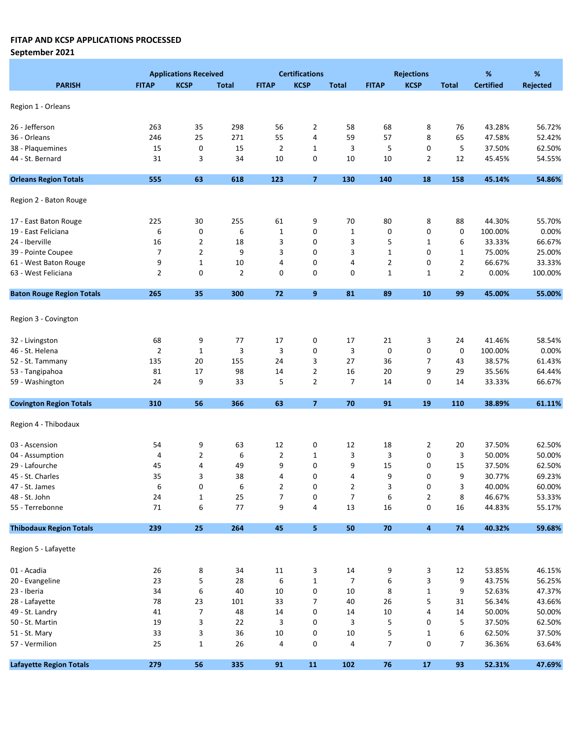**FITAP AND KCSP APPLICATIONS PROCESSED**
**September 2021**

| PARISH | Applications Received | | | Certifications | | | Rejections | | | % | % |
|---|---|---|---|---|---|---|---|---|---|---|---|
| | FITAP | KCSP | Total | FITAP | KCSP | Total | FITAP | KCSP | Total | Certified | Rejected |
| Region 1 - Orleans | | | | | | | | | | | |
| 26 - Jefferson | 263 | 35 | 298 | 56 | 2 | 58 | 68 | 8 | 76 | 43.28% | 56.72% |
| 36 - Orleans | 246 | 25 | 271 | 55 | 4 | 59 | 57 | 8 | 65 | 47.58% | 52.42% |
| 38 - Plaquemines | 15 | 0 | 15 | 2 | 1 | 3 | 5 | 0 | 5 | 37.50% | 62.50% |
| 44 - St. Bernard | 31 | 3 | 34 | 10 | 0 | 10 | 10 | 2 | 12 | 45.45% | 54.55% |
| **Orleans Region Totals** | **555** | **63** | **618** | **123** | **7** | **130** | **140** | **18** | **158** | **45.14%** | **54.86%** |
| Region 2 - Baton Rouge | | | | | | | | | | | |
| 17 - East Baton Rouge | 225 | 30 | 255 | 61 | 9 | 70 | 80 | 8 | 88 | 44.30% | 55.70% |
| 19 - East Feliciana | 6 | 0 | 6 | 1 | 0 | 1 | 0 | 0 | 0 | 100.00% | 0.00% |
| 24 - Iberville | 16 | 2 | 18 | 3 | 0 | 3 | 5 | 1 | 6 | 33.33% | 66.67% |
| 39 - Pointe Coupee | 7 | 2 | 9 | 3 | 0 | 3 | 1 | 0 | 1 | 75.00% | 25.00% |
| 61 - West Baton Rouge | 9 | 1 | 10 | 4 | 0 | 4 | 2 | 0 | 2 | 66.67% | 33.33% |
| 63 - West Feliciana | 2 | 0 | 2 | 0 | 0 | 0 | 1 | 1 | 2 | 0.00% | 100.00% |
| **Baton Rouge Region Totals** | **265** | **35** | **300** | **72** | **9** | **81** | **89** | **10** | **99** | **45.00%** | **55.00%** |
| Region 3 - Covington | | | | | | | | | | | |
| 32 - Livingston | 68 | 9 | 77 | 17 | 0 | 17 | 21 | 3 | 24 | 41.46% | 58.54% |
| 46 - St. Helena | 2 | 1 | 3 | 3 | 0 | 3 | 0 | 0 | 0 | 100.00% | 0.00% |
| 52 - St. Tammany | 135 | 20 | 155 | 24 | 3 | 27 | 36 | 7 | 43 | 38.57% | 61.43% |
| 53 - Tangipahoa | 81 | 17 | 98 | 14 | 2 | 16 | 20 | 9 | 29 | 35.56% | 64.44% |
| 59 - Washington | 24 | 9 | 33 | 5 | 2 | 7 | 14 | 0 | 14 | 33.33% | 66.67% |
| **Covington Region Totals** | **310** | **56** | **366** | **63** | **7** | **70** | **91** | **19** | **110** | **38.89%** | **61.11%** |
| Region 4 - Thibodaux | | | | | | | | | | | |
| 03 - Ascension | 54 | 9 | 63 | 12 | 0 | 12 | 18 | 2 | 20 | 37.50% | 62.50% |
| 04 - Assumption | 4 | 2 | 6 | 2 | 1 | 3 | 3 | 0 | 3 | 50.00% | 50.00% |
| 29 - Lafourche | 45 | 4 | 49 | 9 | 0 | 9 | 15 | 0 | 15 | 37.50% | 62.50% |
| 45 - St. Charles | 35 | 3 | 38 | 4 | 0 | 4 | 9 | 0 | 9 | 30.77% | 69.23% |
| 47 - St. James | 6 | 0 | 6 | 2 | 0 | 2 | 3 | 0 | 3 | 40.00% | 60.00% |
| 48 - St. John | 24 | 1 | 25 | 7 | 0 | 7 | 6 | 2 | 8 | 46.67% | 53.33% |
| 55 - Terrebonne | 71 | 6 | 77 | 9 | 4 | 13 | 16 | 0 | 16 | 44.83% | 55.17% |
| **Thibodaux Region Totals** | **239** | **25** | **264** | **45** | **5** | **50** | **70** | **4** | **74** | **40.32%** | **59.68%** |
| Region 5 - Lafayette | | | | | | | | | | | |
| 01 - Acadia | 26 | 8 | 34 | 11 | 3 | 14 | 9 | 3 | 12 | 53.85% | 46.15% |
| 20 - Evangeline | 23 | 5 | 28 | 6 | 1 | 7 | 6 | 3 | 9 | 43.75% | 56.25% |
| 23 - Iberia | 34 | 6 | 40 | 10 | 0 | 10 | 8 | 1 | 9 | 52.63% | 47.37% |
| 28 - Lafayette | 78 | 23 | 101 | 33 | 7 | 40 | 26 | 5 | 31 | 56.34% | 43.66% |
| 49 - St. Landry | 41 | 7 | 48 | 14 | 0 | 14 | 10 | 4 | 14 | 50.00% | 50.00% |
| 50 - St. Martin | 19 | 3 | 22 | 3 | 0 | 3 | 5 | 0 | 5 | 37.50% | 62.50% |
| 51 - St. Mary | 33 | 3 | 36 | 10 | 0 | 10 | 5 | 1 | 6 | 62.50% | 37.50% |
| 57 - Vermilion | 25 | 1 | 26 | 4 | 0 | 4 | 7 | 0 | 7 | 36.36% | 63.64% |
| **Lafayette Region Totals** | **279** | **56** | **335** | **91** | **11** | **102** | **76** | **17** | **93** | **52.31%** | **47.69%** |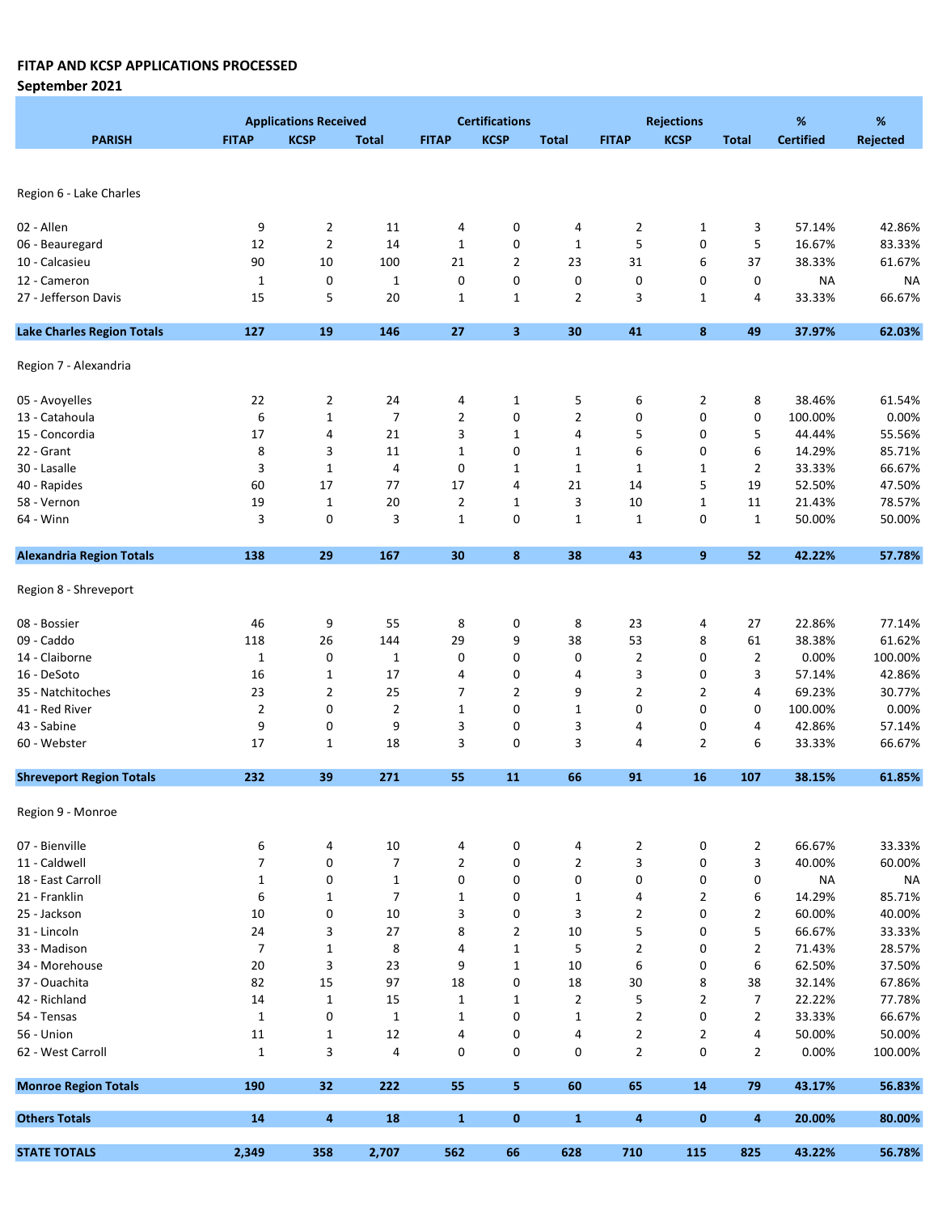**FITAP AND KCSP APPLICATIONS PROCESSED**
**September 2021**

| PARISH | Applications Received | | | Certifications | | | Rejections | | | % | % |
|---|---|---|---|---|---|---|---|---|---|---|---|
| | FITAP | KCSP | Total | FITAP | KCSP | Total | FITAP | KCSP | Total | Certified | Rejected |
| Region 6 - Lake Charles | | | | | | | | | | | |
| 02 - Allen | 9 | 2 | 11 | 4 | 0 | 4 | 2 | 1 | 3 | 57.14% | 42.86% |
| 06 - Beauregard | 12 | 2 | 14 | 1 | 0 | 1 | 5 | 0 | 5 | 16.67% | 83.33% |
| 10 - Calcasieu | 90 | 10 | 100 | 21 | 2 | 23 | 31 | 6 | 37 | 38.33% | 61.67% |
| 12 - Cameron | 1 | 0 | 1 | 0 | 0 | 0 | 0 | 0 | 0 | NA | NA |
| 27 - Jefferson Davis | 15 | 5 | 20 | 1 | 1 | 2 | 3 | 1 | 4 | 33.33% | 66.67% |
| **Lake Charles Region Totals** | **127** | **19** | **146** | **27** | **3** | **30** | **41** | **8** | **49** | **37.97%** | **62.03%** |
| Region 7 - Alexandria | | | | | | | | | | | |
| 05 - Avoyelles | 22 | 2 | 24 | 4 | 1 | 5 | 6 | 2 | 8 | 38.46% | 61.54% |
| 13 - Catahoula | 6 | 1 | 7 | 2 | 0 | 2 | 0 | 0 | 0 | 100.00% | 0.00% |
| 15 - Concordia | 17 | 4 | 21 | 3 | 1 | 4 | 5 | 0 | 5 | 44.44% | 55.56% |
| 22 - Grant | 8 | 3 | 11 | 1 | 0 | 1 | 6 | 0 | 6 | 14.29% | 85.71% |
| 30 - Lasalle | 3 | 1 | 4 | 0 | 1 | 1 | 1 | 1 | 2 | 33.33% | 66.67% |
| 40 - Rapides | 60 | 17 | 77 | 17 | 4 | 21 | 14 | 5 | 19 | 52.50% | 47.50% |
| 58 - Vernon | 19 | 1 | 20 | 2 | 1 | 3 | 10 | 1 | 11 | 21.43% | 78.57% |
| 64 - Winn | 3 | 0 | 3 | 1 | 0 | 1 | 1 | 0 | 1 | 50.00% | 50.00% |
| **Alexandria Region Totals** | **138** | **29** | **167** | **30** | **8** | **38** | **43** | **9** | **52** | **42.22%** | **57.78%** |
| Region 8 - Shreveport | | | | | | | | | | | |
| 08 - Bossier | 46 | 9 | 55 | 8 | 0 | 8 | 23 | 4 | 27 | 22.86% | 77.14% |
| 09 - Caddo | 118 | 26 | 144 | 29 | 9 | 38 | 53 | 8 | 61 | 38.38% | 61.62% |
| 14 - Claiborne | 1 | 0 | 1 | 0 | 0 | 0 | 2 | 0 | 2 | 0.00% | 100.00% |
| 16 - DeSoto | 16 | 1 | 17 | 4 | 0 | 4 | 3 | 0 | 3 | 57.14% | 42.86% |
| 35 - Natchitoches | 23 | 2 | 25 | 7 | 2 | 9 | 2 | 2 | 4 | 69.23% | 30.77% |
| 41 - Red River | 2 | 0 | 2 | 1 | 0 | 1 | 0 | 0 | 0 | 100.00% | 0.00% |
| 43 - Sabine | 9 | 0 | 9 | 3 | 0 | 3 | 4 | 0 | 4 | 42.86% | 57.14% |
| 60 - Webster | 17 | 1 | 18 | 3 | 0 | 3 | 4 | 2 | 6 | 33.33% | 66.67% |
| **Shreveport Region Totals** | **232** | **39** | **271** | **55** | **11** | **66** | **91** | **16** | **107** | **38.15%** | **61.85%** |
| Region 9 - Monroe | | | | | | | | | | | |
| 07 - Bienville | 6 | 4 | 10 | 4 | 0 | 4 | 2 | 0 | 2 | 66.67% | 33.33% |
| 11 - Caldwell | 7 | 0 | 7 | 2 | 0 | 2 | 3 | 0 | 3 | 40.00% | 60.00% |
| 18 - East Carroll | 1 | 0 | 1 | 0 | 0 | 0 | 0 | 0 | 0 | NA | NA |
| 21 - Franklin | 6 | 1 | 7 | 1 | 0 | 1 | 4 | 2 | 6 | 14.29% | 85.71% |
| 25 - Jackson | 10 | 0 | 10 | 3 | 0 | 3 | 2 | 0 | 2 | 60.00% | 40.00% |
| 31 - Lincoln | 24 | 3 | 27 | 8 | 2 | 10 | 5 | 0 | 5 | 66.67% | 33.33% |
| 33 - Madison | 7 | 1 | 8 | 4 | 1 | 5 | 2 | 0 | 2 | 71.43% | 28.57% |
| 34 - Morehouse | 20 | 3 | 23 | 9 | 1 | 10 | 6 | 0 | 6 | 62.50% | 37.50% |
| 37 - Ouachita | 82 | 15 | 97 | 18 | 0 | 18 | 30 | 8 | 38 | 32.14% | 67.86% |
| 42 - Richland | 14 | 1 | 15 | 1 | 1 | 2 | 5 | 2 | 7 | 22.22% | 77.78% |
| 54 - Tensas | 1 | 0 | 1 | 1 | 0 | 1 | 2 | 0 | 2 | 33.33% | 66.67% |
| 56 - Union | 11 | 1 | 12 | 4 | 0 | 4 | 2 | 2 | 4 | 50.00% | 50.00% |
| 62 - West Carroll | 1 | 3 | 4 | 0 | 0 | 0 | 2 | 0 | 2 | 0.00% | 100.00% |
| **Monroe Region Totals** | **190** | **32** | **222** | **55** | **5** | **60** | **65** | **14** | **79** | **43.17%** | **56.83%** |
| **Others Totals** | **14** | **4** | **18** | **1** | **0** | **1** | **4** | **0** | **4** | **20.00%** | **80.00%** |
| **STATE TOTALS** | **2,349** | **358** | **2,707** | **562** | **66** | **628** | **710** | **115** | **825** | **43.22%** | **56.78%** |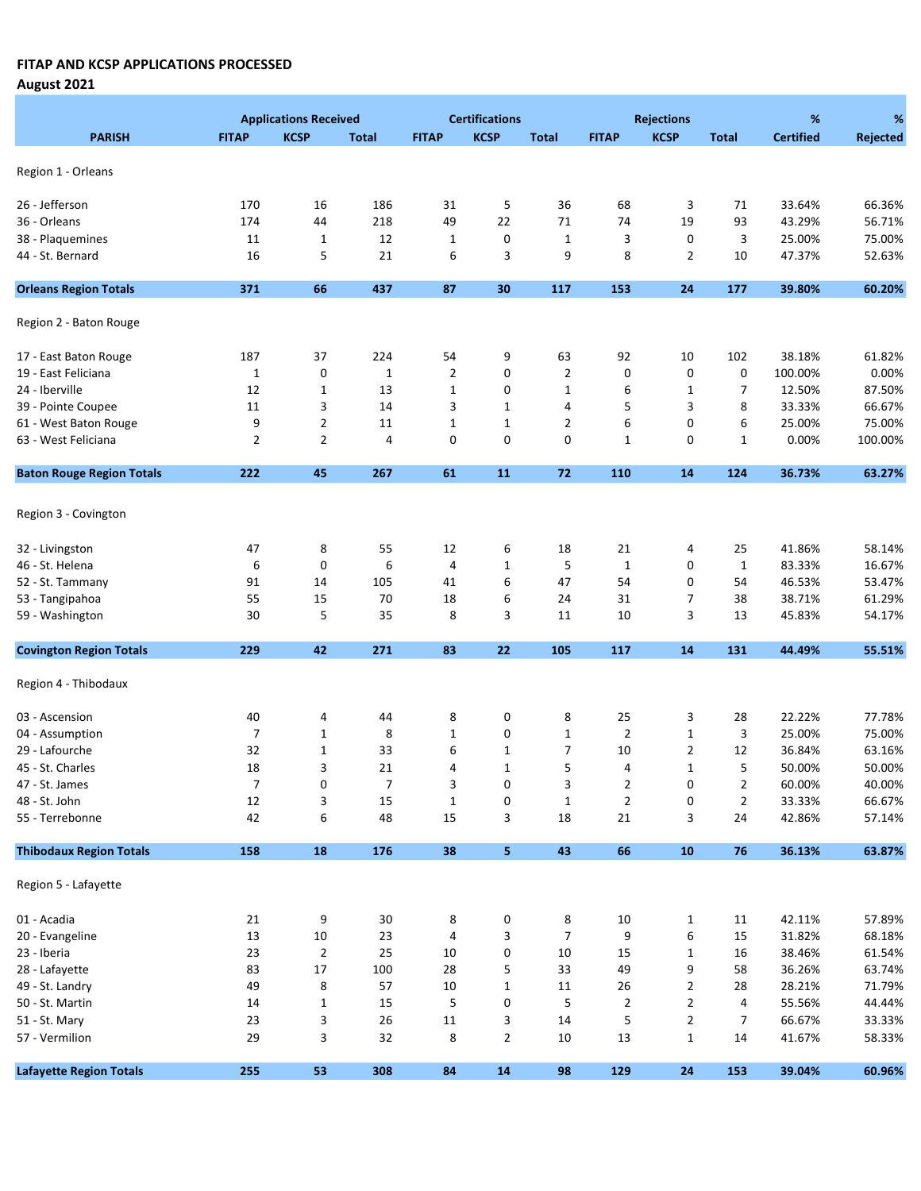**FITAP AND KCSP APPLICATIONS PROCESSED**

**August 2021**

| PARISH | Applications Received | | | Certifications | | | Rejections | | | % | % |
|---|---|---|---|---|---|---|---|---|---|---|---|
| | FITAP | KCSP | Total | FITAP | KCSP | Total | FITAP | KCSP | Total | Certified | Rejected |
| Region 1 - Orleans | | | | | | | | | | | |
| 26 - Jefferson | 170 | 16 | 186 | 31 | 5 | 36 | 68 | 3 | 71 | 33.64% | 66.36% |
| 36 - Orleans | 174 | 44 | 218 | 49 | 22 | 71 | 74 | 19 | 93 | 43.29% | 56.71% |
| 38 - Plaquemines | 11 | 1 | 12 | 1 | 0 | 1 | 3 | 0 | 3 | 25.00% | 75.00% |
| 44 - St. Bernard | 16 | 5 | 21 | 6 | 3 | 9 | 8 | 2 | 10 | 47.37% | 52.63% |
| **Orleans Region Totals** | **371** | **66** | **437** | **87** | **30** | **117** | **153** | **24** | **177** | **39.80%** | **60.20%** |
| Region 2 - Baton Rouge | | | | | | | | | | | |
| 17 - East Baton Rouge | 187 | 37 | 224 | 54 | 9 | 63 | 92 | 10 | 102 | 38.18% | 61.82% |
| 19 - East Feliciana | 1 | 0 | 1 | 2 | 0 | 2 | 0 | 0 | 0 | 100.00% | 0.00% |
| 24 - Iberville | 12 | 1 | 13 | 1 | 0 | 1 | 6 | 1 | 7 | 12.50% | 87.50% |
| 39 - Pointe Coupee | 11 | 3 | 14 | 3 | 1 | 4 | 5 | 3 | 8 | 33.33% | 66.67% |
| 61 - West Baton Rouge | 9 | 2 | 11 | 1 | 1 | 2 | 6 | 0 | 6 | 25.00% | 75.00% |
| 63 - West Feliciana | 2 | 2 | 4 | 0 | 0 | 0 | 1 | 0 | 1 | 0.00% | 100.00% |
| **Baton Rouge Region Totals** | **222** | **45** | **267** | **61** | **11** | **72** | **110** | **14** | **124** | **36.73%** | **63.27%** |
| Region 3 - Covington | | | | | | | | | | | |
| 32 - Livingston | 47 | 8 | 55 | 12 | 6 | 18 | 21 | 4 | 25 | 41.86% | 58.14% |
| 46 - St. Helena | 6 | 0 | 6 | 4 | 1 | 5 | 1 | 0 | 1 | 83.33% | 16.67% |
| 52 - St. Tammany | 91 | 14 | 105 | 41 | 6 | 47 | 54 | 0 | 54 | 46.53% | 53.47% |
| 53 - Tangipahoa | 55 | 15 | 70 | 18 | 6 | 24 | 31 | 7 | 38 | 38.71% | 61.29% |
| 59 - Washington | 30 | 5 | 35 | 8 | 3 | 11 | 10 | 3 | 13 | 45.83% | 54.17% |
| **Covington Region Totals** | **229** | **42** | **271** | **83** | **22** | **105** | **117** | **14** | **131** | **44.49%** | **55.51%** |
| Region 4 - Thibodaux | | | | | | | | | | | |
| 03 - Ascension | 40 | 4 | 44 | 8 | 0 | 8 | 25 | 3 | 28 | 22.22% | 77.78% |
| 04 - Assumption | 7 | 1 | 8 | 1 | 0 | 1 | 2 | 1 | 3 | 25.00% | 75.00% |
| 29 - Lafourche | 32 | 1 | 33 | 6 | 1 | 7 | 10 | 2 | 12 | 36.84% | 63.16% |
| 45 - St. Charles | 18 | 3 | 21 | 4 | 1 | 5 | 4 | 1 | 5 | 50.00% | 50.00% |
| 47 - St. James | 7 | 0 | 7 | 3 | 0 | 3 | 2 | 0 | 2 | 60.00% | 40.00% |
| 48 - St. John | 12 | 3 | 15 | 1 | 0 | 1 | 2 | 0 | 2 | 33.33% | 66.67% |
| 55 - Terrebonne | 42 | 6 | 48 | 15 | 3 | 18 | 21 | 3 | 24 | 42.86% | 57.14% |
| **Thibodaux Region Totals** | **158** | **18** | **176** | **38** | **5** | **43** | **66** | **10** | **76** | **36.13%** | **63.87%** |
| Region 5 - Lafayette | | | | | | | | | | | |
| 01 - Acadia | 21 | 9 | 30 | 8 | 0 | 8 | 10 | 1 | 11 | 42.11% | 57.89% |
| 20 - Evangeline | 13 | 10 | 23 | 4 | 3 | 7 | 9 | 6 | 15 | 31.82% | 68.18% |
| 23 - Iberia | 23 | 2 | 25 | 10 | 0 | 10 | 15 | 1 | 16 | 38.46% | 61.54% |
| 28 - Lafayette | 83 | 17 | 100 | 28 | 5 | 33 | 49 | 9 | 58 | 36.26% | 63.74% |
| 49 - St. Landry | 49 | 8 | 57 | 10 | 1 | 11 | 26 | 2 | 28 | 28.21% | 71.79% |
| 50 - St. Martin | 14 | 1 | 15 | 5 | 0 | 5 | 2 | 2 | 4 | 55.56% | 44.44% |
| 51 - St. Mary | 23 | 3 | 26 | 11 | 3 | 14 | 5 | 2 | 7 | 66.67% | 33.33% |
| 57 - Vermilion | 29 | 3 | 32 | 8 | 2 | 10 | 13 | 1 | 14 | 41.67% | 58.33% |
| **Lafayette Region Totals** | **255** | **53** | **308** | **84** | **14** | **98** | **129** | **24** | **153** | **39.04%** | **60.96%** |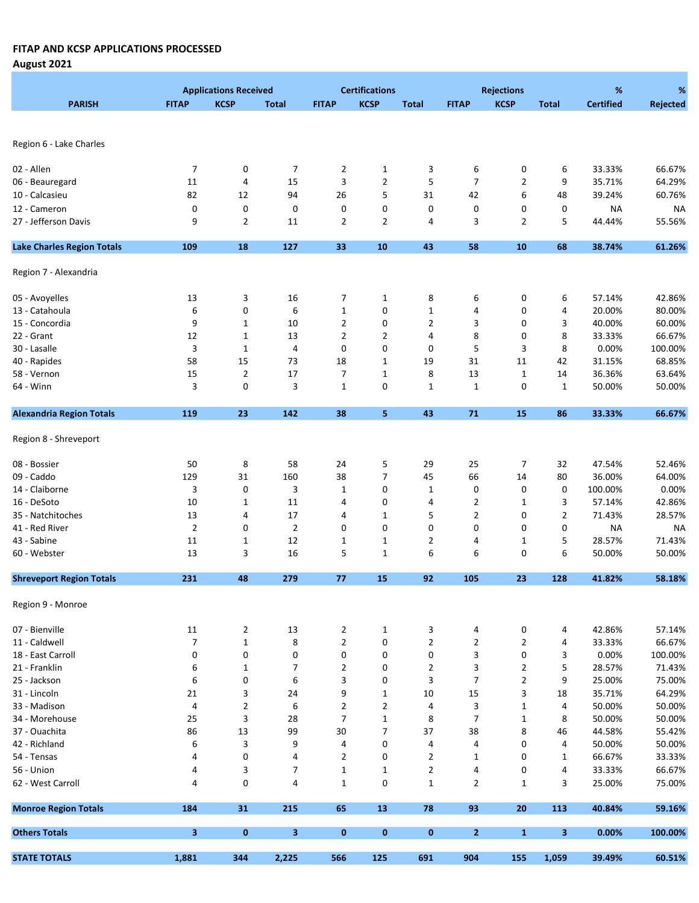**FITAP AND KCSP APPLICATIONS PROCESSED**

**August 2021**

| PARISH | Applications Received | | | Certifications | | | Rejections | | | % | % |
|---|---|---|---|---|---|---|---|---|---|---|---|
| | FITAP | KCSP | Total | FITAP | KCSP | Total | FITAP | KCSP | Total | Certified | Rejected |
| Region 6 - Lake Charles | | | | | | | | | | | |
| 02 - Allen | 7 | 0 | 7 | 2 | 1 | 3 | 6 | 0 | 6 | 33.33% | 66.67% |
| 06 - Beauregard | 11 | 4 | 15 | 3 | 2 | 5 | 7 | 2 | 9 | 35.71% | 64.29% |
| 10 - Calcasieu | 82 | 12 | 94 | 26 | 5 | 31 | 42 | 6 | 48 | 39.24% | 60.76% |
| 12 - Cameron | 0 | 0 | 0 | 0 | 0 | 0 | 0 | 0 | 0 | NA | NA |
| 27 - Jefferson Davis | 9 | 2 | 11 | 2 | 2 | 4 | 3 | 2 | 5 | 44.44% | 55.56% |
| **Lake Charles Region Totals** | **109** | **18** | **127** | **33** | **10** | **43** | **58** | **10** | **68** | **38.74%** | **61.26%** |
| Region 7 - Alexandria | | | | | | | | | | | |
| 05 - Avoyelles | 13 | 3 | 16 | 7 | 1 | 8 | 6 | 0 | 6 | 57.14% | 42.86% |
| 13 - Catahoula | 6 | 0 | 6 | 1 | 0 | 1 | 4 | 0 | 4 | 20.00% | 80.00% |
| 15 - Concordia | 9 | 1 | 10 | 2 | 0 | 2 | 3 | 0 | 3 | 40.00% | 60.00% |
| 22 - Grant | 12 | 1 | 13 | 2 | 2 | 4 | 8 | 0 | 8 | 33.33% | 66.67% |
| 30 - Lasalle | 3 | 1 | 4 | 0 | 0 | 0 | 5 | 3 | 8 | 0.00% | 100.00% |
| 40 - Rapides | 58 | 15 | 73 | 18 | 1 | 19 | 31 | 11 | 42 | 31.15% | 68.85% |
| 58 - Vernon | 15 | 2 | 17 | 7 | 1 | 8 | 13 | 1 | 14 | 36.36% | 63.64% |
| 64 - Winn | 3 | 0 | 3 | 1 | 0 | 1 | 1 | 0 | 1 | 50.00% | 50.00% |
| **Alexandria Region Totals** | **119** | **23** | **142** | **38** | **5** | **43** | **71** | **15** | **86** | **33.33%** | **66.67%** |
| Region 8 - Shreveport | | | | | | | | | | | |
| 08 - Bossier | 50 | 8 | 58 | 24 | 5 | 29 | 25 | 7 | 32 | 47.54% | 52.46% |
| 09 - Caddo | 129 | 31 | 160 | 38 | 7 | 45 | 66 | 14 | 80 | 36.00% | 64.00% |
| 14 - Claiborne | 3 | 0 | 3 | 1 | 0 | 1 | 0 | 0 | 0 | 100.00% | 0.00% |
| 16 - DeSoto | 10 | 1 | 11 | 4 | 0 | 4 | 2 | 1 | 3 | 57.14% | 42.86% |
| 35 - Natchitoches | 13 | 4 | 17 | 4 | 1 | 5 | 2 | 0 | 2 | 71.43% | 28.57% |
| 41 - Red River | 2 | 0 | 2 | 0 | 0 | 0 | 0 | 0 | 0 | NA | NA |
| 43 - Sabine | 11 | 1 | 12 | 1 | 1 | 2 | 4 | 1 | 5 | 28.57% | 71.43% |
| 60 - Webster | 13 | 3 | 16 | 5 | 1 | 6 | 6 | 0 | 6 | 50.00% | 50.00% |
| **Shreveport Region Totals** | **231** | **48** | **279** | **77** | **15** | **92** | **105** | **23** | **128** | **41.82%** | **58.18%** |
| Region 9 - Monroe | | | | | | | | | | | |
| 07 - Bienville | 11 | 2 | 13 | 2 | 1 | 3 | 4 | 0 | 4 | 42.86% | 57.14% |
| 11 - Caldwell | 7 | 1 | 8 | 2 | 0 | 2 | 2 | 2 | 4 | 33.33% | 66.67% |
| 18 - East Carroll | 0 | 0 | 0 | 0 | 0 | 0 | 3 | 0 | 3 | 0.00% | 100.00% |
| 21 - Franklin | 6 | 1 | 7 | 2 | 0 | 2 | 3 | 2 | 5 | 28.57% | 71.43% |
| 25 - Jackson | 6 | 0 | 6 | 3 | 0 | 3 | 7 | 2 | 9 | 25.00% | 75.00% |
| 31 - Lincoln | 21 | 3 | 24 | 9 | 1 | 10 | 15 | 3 | 18 | 35.71% | 64.29% |
| 33 - Madison | 4 | 2 | 6 | 2 | 2 | 4 | 3 | 1 | 4 | 50.00% | 50.00% |
| 34 - Morehouse | 25 | 3 | 28 | 7 | 1 | 8 | 7 | 1 | 8 | 50.00% | 50.00% |
| 37 - Ouachita | 86 | 13 | 99 | 30 | 7 | 37 | 38 | 8 | 46 | 44.58% | 55.42% |
| 42 - Richland | 6 | 3 | 9 | 4 | 0 | 4 | 4 | 0 | 4 | 50.00% | 50.00% |
| 54 - Tensas | 4 | 0 | 4 | 2 | 0 | 2 | 1 | 0 | 1 | 66.67% | 33.33% |
| 56 - Union | 4 | 3 | 7 | 1 | 1 | 2 | 4 | 0 | 4 | 33.33% | 66.67% |
| 62 - West Carroll | 4 | 0 | 4 | 1 | 0 | 1 | 2 | 1 | 3 | 25.00% | 75.00% |
| **Monroe Region Totals** | **184** | **31** | **215** | **65** | **13** | **78** | **93** | **20** | **113** | **40.84%** | **59.16%** |
| **Others Totals** | **3** | **0** | **3** | **0** | **0** | **0** | **2** | **1** | **3** | **0.00%** | **100.00%** |
| **STATE TOTALS** | **1,881** | **344** | **2,225** | **566** | **125** | **691** | **904** | **155** | **1,059** | **39.49%** | **60.51%** |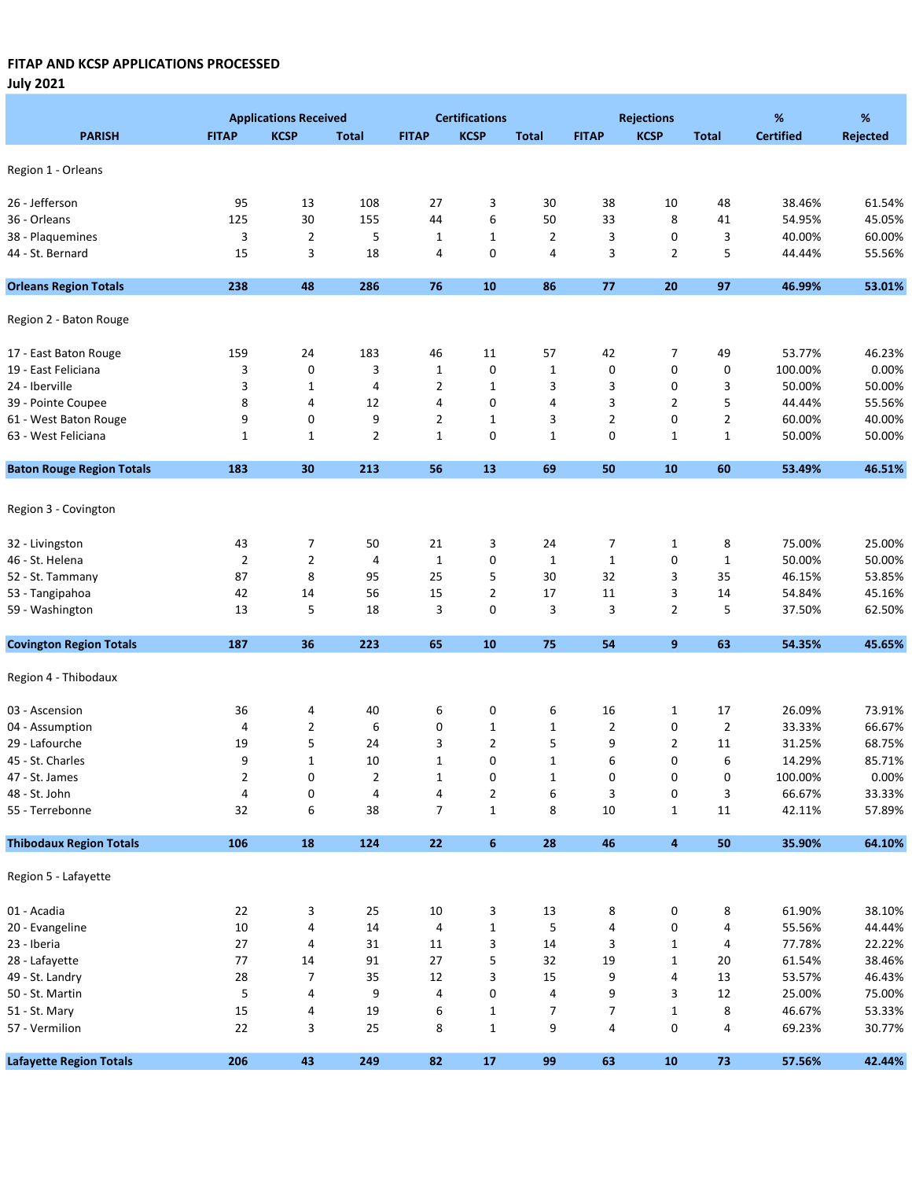**FITAP AND KCSP APPLICATIONS PROCESSED**
**July 2021**

| PARISH | Applications Received | | | Certifications | | | Rejections | | | % | % |
|---|---|---|---|---|---|---|---|---|---|---|---|
| | FITAP | KCSP | Total | FITAP | KCSP | Total | FITAP | KCSP | Total | Certified | Rejected |
| Region 1 - Orleans | | | | | | | | | | | |
| 26 - Jefferson | 95 | 13 | 108 | 27 | 3 | 30 | 38 | 10 | 48 | 38.46% | 61.54% |
| 36 - Orleans | 125 | 30 | 155 | 44 | 6 | 50 | 33 | 8 | 41 | 54.95% | 45.05% |
| 38 - Plaquemines | 3 | 2 | 5 | 1 | 1 | 2 | 3 | 0 | 3 | 40.00% | 60.00% |
| 44 - St. Bernard | 15 | 3 | 18 | 4 | 0 | 4 | 3 | 2 | 5 | 44.44% | 55.56% |
| **Orleans Region Totals** | **238** | **48** | **286** | **76** | **10** | **86** | **77** | **20** | **97** | **46.99%** | **53.01%** |
| Region 2 - Baton Rouge | | | | | | | | | | | |
| 17 - East Baton Rouge | 159 | 24 | 183 | 46 | 11 | 57 | 42 | 7 | 49 | 53.77% | 46.23% |
| 19 - East Feliciana | 3 | 0 | 3 | 1 | 0 | 1 | 0 | 0 | 0 | 100.00% | 0.00% |
| 24 - Iberville | 3 | 1 | 4 | 2 | 1 | 3 | 3 | 0 | 3 | 50.00% | 50.00% |
| 39 - Pointe Coupee | 8 | 4 | 12 | 4 | 0 | 4 | 3 | 2 | 5 | 44.44% | 55.56% |
| 61 - West Baton Rouge | 9 | 0 | 9 | 2 | 1 | 3 | 2 | 0 | 2 | 60.00% | 40.00% |
| 63 - West Feliciana | 1 | 1 | 2 | 1 | 0 | 1 | 0 | 1 | 1 | 50.00% | 50.00% |
| **Baton Rouge Region Totals** | **183** | **30** | **213** | **56** | **13** | **69** | **50** | **10** | **60** | **53.49%** | **46.51%** |
| Region 3 - Covington | | | | | | | | | | | |
| 32 - Livingston | 43 | 7 | 50 | 21 | 3 | 24 | 7 | 1 | 8 | 75.00% | 25.00% |
| 46 - St. Helena | 2 | 2 | 4 | 1 | 0 | 1 | 1 | 0 | 1 | 50.00% | 50.00% |
| 52 - St. Tammany | 87 | 8 | 95 | 25 | 5 | 30 | 32 | 3 | 35 | 46.15% | 53.85% |
| 53 - Tangipahoa | 42 | 14 | 56 | 15 | 2 | 17 | 11 | 3 | 14 | 54.84% | 45.16% |
| 59 - Washington | 13 | 5 | 18 | 3 | 0 | 3 | 3 | 2 | 5 | 37.50% | 62.50% |
| **Covington Region Totals** | **187** | **36** | **223** | **65** | **10** | **75** | **54** | **9** | **63** | **54.35%** | **45.65%** |
| Region 4 - Thibodaux | | | | | | | | | | | |
| 03 - Ascension | 36 | 4 | 40 | 6 | 0 | 6 | 16 | 1 | 17 | 26.09% | 73.91% |
| 04 - Assumption | 4 | 2 | 6 | 0 | 1 | 1 | 2 | 0 | 2 | 33.33% | 66.67% |
| 29 - Lafourche | 19 | 5 | 24 | 3 | 2 | 5 | 9 | 2 | 11 | 31.25% | 68.75% |
| 45 - St. Charles | 9 | 1 | 10 | 1 | 0 | 1 | 6 | 0 | 6 | 14.29% | 85.71% |
| 47 - St. James | 2 | 0 | 2 | 1 | 0 | 1 | 0 | 0 | 0 | 100.00% | 0.00% |
| 48 - St. John | 4 | 0 | 4 | 4 | 2 | 6 | 3 | 0 | 3 | 66.67% | 33.33% |
| 55 - Terrebonne | 32 | 6 | 38 | 7 | 1 | 8 | 10 | 1 | 11 | 42.11% | 57.89% |
| **Thibodaux Region Totals** | **106** | **18** | **124** | **22** | **6** | **28** | **46** | **4** | **50** | **35.90%** | **64.10%** |
| Region 5 - Lafayette | | | | | | | | | | | |
| 01 - Acadia | 22 | 3 | 25 | 10 | 3 | 13 | 8 | 0 | 8 | 61.90% | 38.10% |
| 20 - Evangeline | 10 | 4 | 14 | 4 | 1 | 5 | 4 | 0 | 4 | 55.56% | 44.44% |
| 23 - Iberia | 27 | 4 | 31 | 11 | 3 | 14 | 3 | 1 | 4 | 77.78% | 22.22% |
| 28 - Lafayette | 77 | 14 | 91 | 27 | 5 | 32 | 19 | 1 | 20 | 61.54% | 38.46% |
| 49 - St. Landry | 28 | 7 | 35 | 12 | 3 | 15 | 9 | 4 | 13 | 53.57% | 46.43% |
| 50 - St. Martin | 5 | 4 | 9 | 4 | 0 | 4 | 9 | 3 | 12 | 25.00% | 75.00% |
| 51 - St. Mary | 15 | 4 | 19 | 6 | 1 | 7 | 7 | 1 | 8 | 46.67% | 53.33% |
| 57 - Vermilion | 22 | 3 | 25 | 8 | 1 | 9 | 4 | 0 | 4 | 69.23% | 30.77% |
| **Lafayette Region Totals** | **206** | **43** | **249** | **82** | **17** | **99** | **63** | **10** | **73** | **57.56%** | **42.44%** |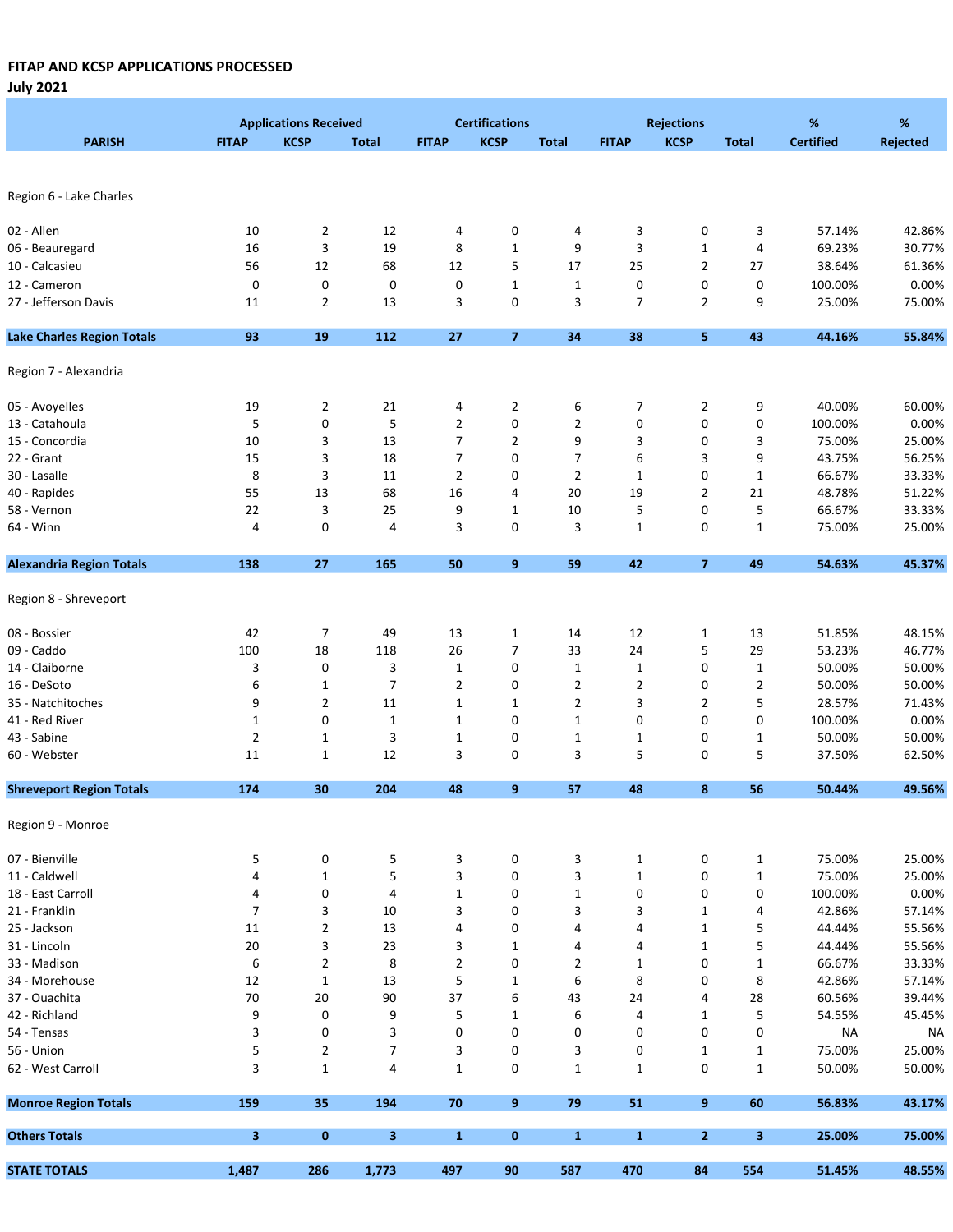**FITAP AND KCSP APPLICATIONS PROCESSED**

**July 2021**

| PARISH | Applications Received | | | Certifications | | | Rejections | | | % | % |
|---|---|---|---|---|---|---|---|---|---|---|---|
| | FITAP | KCSP | Total | FITAP | KCSP | Total | FITAP | KCSP | Total | Certified | Rejected |
| Region 6 - Lake Charles | | | | | | | | | | | |
| 02 - Allen | 10 | 2 | 12 | 4 | 0 | 4 | 3 | 0 | 3 | 57.14% | 42.86% |
| 06 - Beauregard | 16 | 3 | 19 | 8 | 1 | 9 | 3 | 1 | 4 | 69.23% | 30.77% |
| 10 - Calcasieu | 56 | 12 | 68 | 12 | 5 | 17 | 25 | 2 | 27 | 38.64% | 61.36% |
| 12 - Cameron | 0 | 0 | 0 | 0 | 1 | 1 | 0 | 0 | 0 | 100.00% | 0.00% |
| 27 - Jefferson Davis | 11 | 2 | 13 | 3 | 0 | 3 | 7 | 2 | 9 | 25.00% | 75.00% |
| **Lake Charles Region Totals** | **93** | **19** | **112** | **27** | **7** | **34** | **38** | **5** | **43** | **44.16%** | **55.84%** |
| Region 7 - Alexandria | | | | | | | | | | | |
| 05 - Avoyelles | 19 | 2 | 21 | 4 | 2 | 6 | 7 | 2 | 9 | 40.00% | 60.00% |
| 13 - Catahoula | 5 | 0 | 5 | 2 | 0 | 2 | 0 | 0 | 0 | 100.00% | 0.00% |
| 15 - Concordia | 10 | 3 | 13 | 7 | 2 | 9 | 3 | 0 | 3 | 75.00% | 25.00% |
| 22 - Grant | 15 | 3 | 18 | 7 | 0 | 7 | 6 | 3 | 9 | 43.75% | 56.25% |
| 30 - Lasalle | 8 | 3 | 11 | 2 | 0 | 2 | 1 | 0 | 1 | 66.67% | 33.33% |
| 40 - Rapides | 55 | 13 | 68 | 16 | 4 | 20 | 19 | 2 | 21 | 48.78% | 51.22% |
| 58 - Vernon | 22 | 3 | 25 | 9 | 1 | 10 | 5 | 0 | 5 | 66.67% | 33.33% |
| 64 - Winn | 4 | 0 | 4 | 3 | 0 | 3 | 1 | 0 | 1 | 75.00% | 25.00% |
| **Alexandria Region Totals** | **138** | **27** | **165** | **50** | **9** | **59** | **42** | **7** | **49** | **54.63%** | **45.37%** |
| Region 8 - Shreveport | | | | | | | | | | | |
| 08 - Bossier | 42 | 7 | 49 | 13 | 1 | 14 | 12 | 1 | 13 | 51.85% | 48.15% |
| 09 - Caddo | 100 | 18 | 118 | 26 | 7 | 33 | 24 | 5 | 29 | 53.23% | 46.77% |
| 14 - Claiborne | 3 | 0 | 3 | 1 | 0 | 1 | 1 | 0 | 1 | 50.00% | 50.00% |
| 16 - DeSoto | 6 | 1 | 7 | 2 | 0 | 2 | 2 | 0 | 2 | 50.00% | 50.00% |
| 35 - Natchitoches | 9 | 2 | 11 | 1 | 1 | 2 | 3 | 2 | 5 | 28.57% | 71.43% |
| 41 - Red River | 1 | 0 | 1 | 1 | 0 | 1 | 0 | 0 | 0 | 100.00% | 0.00% |
| 43 - Sabine | 2 | 1 | 3 | 1 | 0 | 1 | 1 | 0 | 1 | 50.00% | 50.00% |
| 60 - Webster | 11 | 1 | 12 | 3 | 0 | 3 | 5 | 0 | 5 | 37.50% | 62.50% |
| **Shreveport Region Totals** | **174** | **30** | **204** | **48** | **9** | **57** | **48** | **8** | **56** | **50.44%** | **49.56%** |
| Region 9 - Monroe | | | | | | | | | | | |
| 07 - Bienville | 5 | 0 | 5 | 3 | 0 | 3 | 1 | 0 | 1 | 75.00% | 25.00% |
| 11 - Caldwell | 4 | 1 | 5 | 3 | 0 | 3 | 1 | 0 | 1 | 75.00% | 25.00% |
| 18 - East Carroll | 4 | 0 | 4 | 1 | 0 | 1 | 0 | 0 | 0 | 100.00% | 0.00% |
| 21 - Franklin | 7 | 3 | 10 | 3 | 0 | 3 | 3 | 1 | 4 | 42.86% | 57.14% |
| 25 - Jackson | 11 | 2 | 13 | 4 | 0 | 4 | 4 | 1 | 5 | 44.44% | 55.56% |
| 31 - Lincoln | 20 | 3 | 23 | 3 | 1 | 4 | 4 | 1 | 5 | 44.44% | 55.56% |
| 33 - Madison | 6 | 2 | 8 | 2 | 0 | 2 | 1 | 0 | 1 | 66.67% | 33.33% |
| 34 - Morehouse | 12 | 1 | 13 | 5 | 1 | 6 | 8 | 0 | 8 | 42.86% | 57.14% |
| 37 - Ouachita | 70 | 20 | 90 | 37 | 6 | 43 | 24 | 4 | 28 | 60.56% | 39.44% |
| 42 - Richland | 9 | 0 | 9 | 5 | 1 | 6 | 4 | 1 | 5 | 54.55% | 45.45% |
| 54 - Tensas | 3 | 0 | 3 | 0 | 0 | 0 | 0 | 0 | 0 | NA | NA |
| 56 - Union | 5 | 2 | 7 | 3 | 0 | 3 | 0 | 1 | 1 | 75.00% | 25.00% |
| 62 - West Carroll | 3 | 1 | 4 | 1 | 0 | 1 | 1 | 0 | 1 | 50.00% | 50.00% |
| **Monroe Region Totals** | **159** | **35** | **194** | **70** | **9** | **79** | **51** | **9** | **60** | **56.83%** | **43.17%** |
| **Others Totals** | **3** | **0** | **3** | **1** | **0** | **1** | **1** | **2** | **3** | **25.00%** | **75.00%** |
| **STATE TOTALS** | **1,487** | **286** | **1,773** | **497** | **90** | **587** | **470** | **84** | **554** | **51.45%** | **48.55%** |